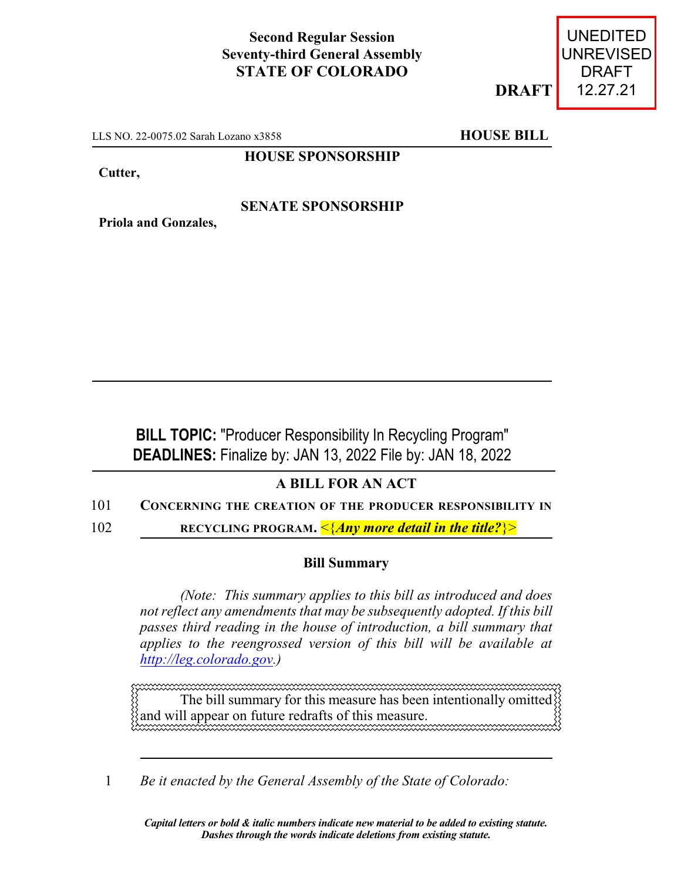**Second Regular Session**
**Seventy-third General Assembly**
**STATE OF COLORADO**

UNEDITED
UNREVISED
DRAFT
12.27.21

**DRAFT**

LLS NO. 22-0075.02 Sarah Lozano x3858 **HOUSE BILL**

**HOUSE SPONSORSHIP**

**Cutter,**

**SENATE SPONSORSHIP**

**Priola and Gonzales,**

**BILL TOPIC:** "Producer Responsibility In Recycling Program"
**DEADLINES:** Finalize by: JAN 13, 2022 File by: JAN 18, 2022

**A BILL FOR AN ACT**

101 CONCERNING THE CREATION OF THE PRODUCER RESPONSIBILITY IN
102 RECYCLING PROGRAM. <{*Any more detail in the title?*}>

**Bill Summary**

*(Note: This summary applies to this bill as introduced and does not reflect any amendments that may be subsequently adopted. If this bill passes third reading in the house of introduction, a bill summary that applies to the reengrossed version of this bill will be available at http://leg.colorado.gov.)*

The bill summary for this measure has been intentionally omitted and will appear on future redrafts of this measure.

1 *Be it enacted by the General Assembly of the State of Colorado:*

***Capital letters or bold & italic numbers indicate new material to be added to existing statute.***
***Dashes through the words indicate deletions from existing statute.***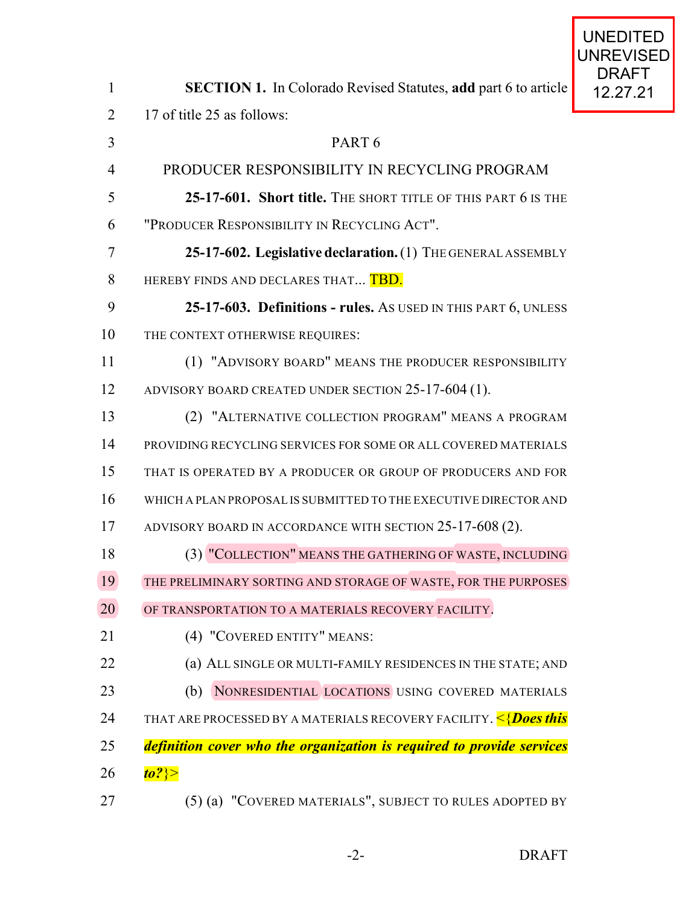UNEDITED UNREVISED DRAFT 12.27.21

**SECTION 1.** In Colorado Revised Statutes, **add** part 6 to article 17 of title 25 as follows:

PART 6

PRODUCER RESPONSIBILITY IN RECYCLING PROGRAM

**25-17-601. Short title.** THE SHORT TITLE OF THIS PART 6 IS THE "PRODUCER RESPONSIBILITY IN RECYCLING ACT".

**25-17-602. Legislative declaration.** (1) THE GENERAL ASSEMBLY HEREBY FINDS AND DECLARES THAT... TBD.

**25-17-603. Definitions - rules.** AS USED IN THIS PART 6, UNLESS THE CONTEXT OTHERWISE REQUIRES:

(1) "ADVISORY BOARD" MEANS THE PRODUCER RESPONSIBILITY ADVISORY BOARD CREATED UNDER SECTION 25-17-604 (1).

(2) "ALTERNATIVE COLLECTION PROGRAM" MEANS A PROGRAM PROVIDING RECYCLING SERVICES FOR SOME OR ALL COVERED MATERIALS THAT IS OPERATED BY A PRODUCER OR GROUP OF PRODUCERS AND FOR WHICH A PLAN PROPOSAL IS SUBMITTED TO THE EXECUTIVE DIRECTOR AND ADVISORY BOARD IN ACCORDANCE WITH SECTION 25-17-608 (2).

(3) "COLLECTION" MEANS THE GATHERING OF WASTE, INCLUDING THE PRELIMINARY SORTING AND STORAGE OF WASTE, FOR THE PURPOSES OF TRANSPORTATION TO A MATERIALS RECOVERY FACILITY.

(4) "COVERED ENTITY" MEANS:

(a) ALL SINGLE OR MULTI-FAMILY RESIDENCES IN THE STATE; AND

(b) NONRESIDENTIAL LOCATIONS USING COVERED MATERIALS THAT ARE PROCESSED BY A MATERIALS RECOVERY FACILITY. <{***Does this definition cover who the organization is required to provide services to?***}>

(5) (a) "COVERED MATERIALS", SUBJECT TO RULES ADOPTED BY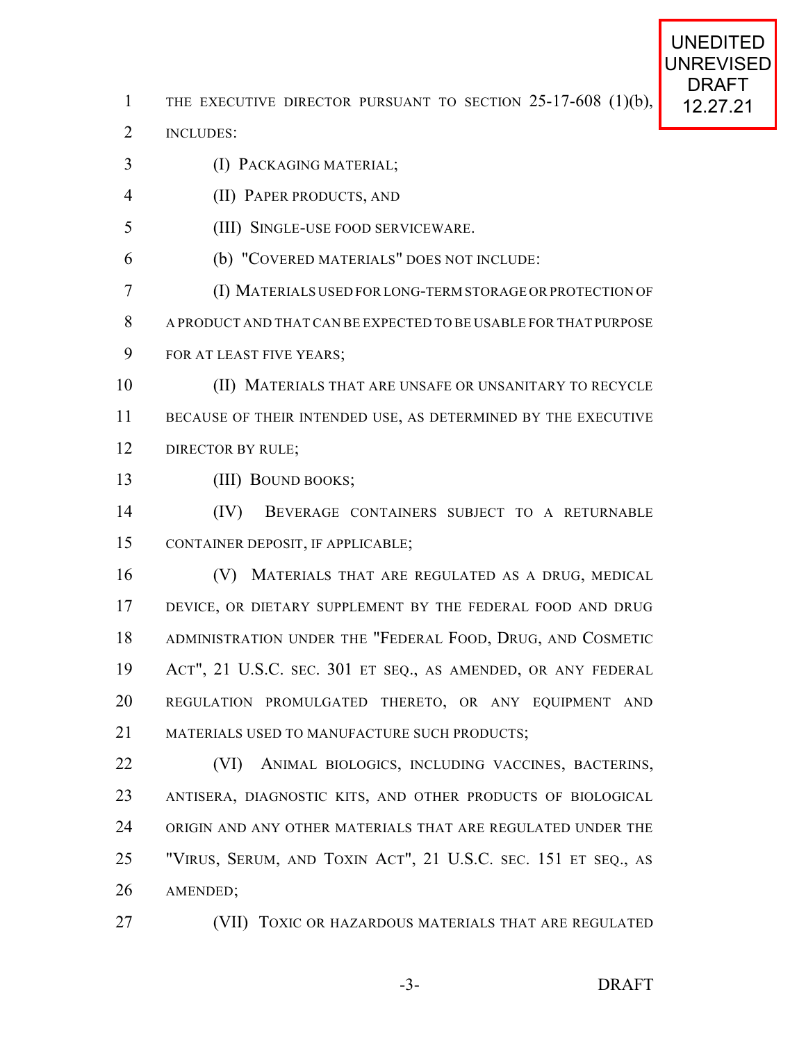THE EXECUTIVE DIRECTOR PURSUANT TO SECTION 25-17-608 (1)(b), INCLUDES:

(I) PACKAGING MATERIAL;

(II) PAPER PRODUCTS, AND

(III) SINGLE-USE FOOD SERVICEWARE.

(b) "COVERED MATERIALS" DOES NOT INCLUDE:

(I) MATERIALS USED FOR LONG-TERM STORAGE OR PROTECTION OF A PRODUCT AND THAT CAN BE EXPECTED TO BE USABLE FOR THAT PURPOSE FOR AT LEAST FIVE YEARS;

(II) MATERIALS THAT ARE UNSAFE OR UNSANITARY TO RECYCLE BECAUSE OF THEIR INTENDED USE, AS DETERMINED BY THE EXECUTIVE DIRECTOR BY RULE;

(III) BOUND BOOKS;

(IV) BEVERAGE CONTAINERS SUBJECT TO A RETURNABLE CONTAINER DEPOSIT, IF APPLICABLE;

(V) MATERIALS THAT ARE REGULATED AS A DRUG, MEDICAL DEVICE, OR DIETARY SUPPLEMENT BY THE FEDERAL FOOD AND DRUG ADMINISTRATION UNDER THE "FEDERAL FOOD, DRUG, AND COSMETIC ACT", 21 U.S.C. SEC. 301 ET SEQ., AS AMENDED, OR ANY FEDERAL REGULATION PROMULGATED THERETO, OR ANY EQUIPMENT AND MATERIALS USED TO MANUFACTURE SUCH PRODUCTS;

(VI) ANIMAL BIOLOGICS, INCLUDING VACCINES, BACTERINS, ANTISERA, DIAGNOSTIC KITS, AND OTHER PRODUCTS OF BIOLOGICAL ORIGIN AND ANY OTHER MATERIALS THAT ARE REGULATED UNDER THE "VIRUS, SERUM, AND TOXIN ACT", 21 U.S.C. SEC. 151 ET SEQ., AS AMENDED;

(VII) TOXIC OR HAZARDOUS MATERIALS THAT ARE REGULATED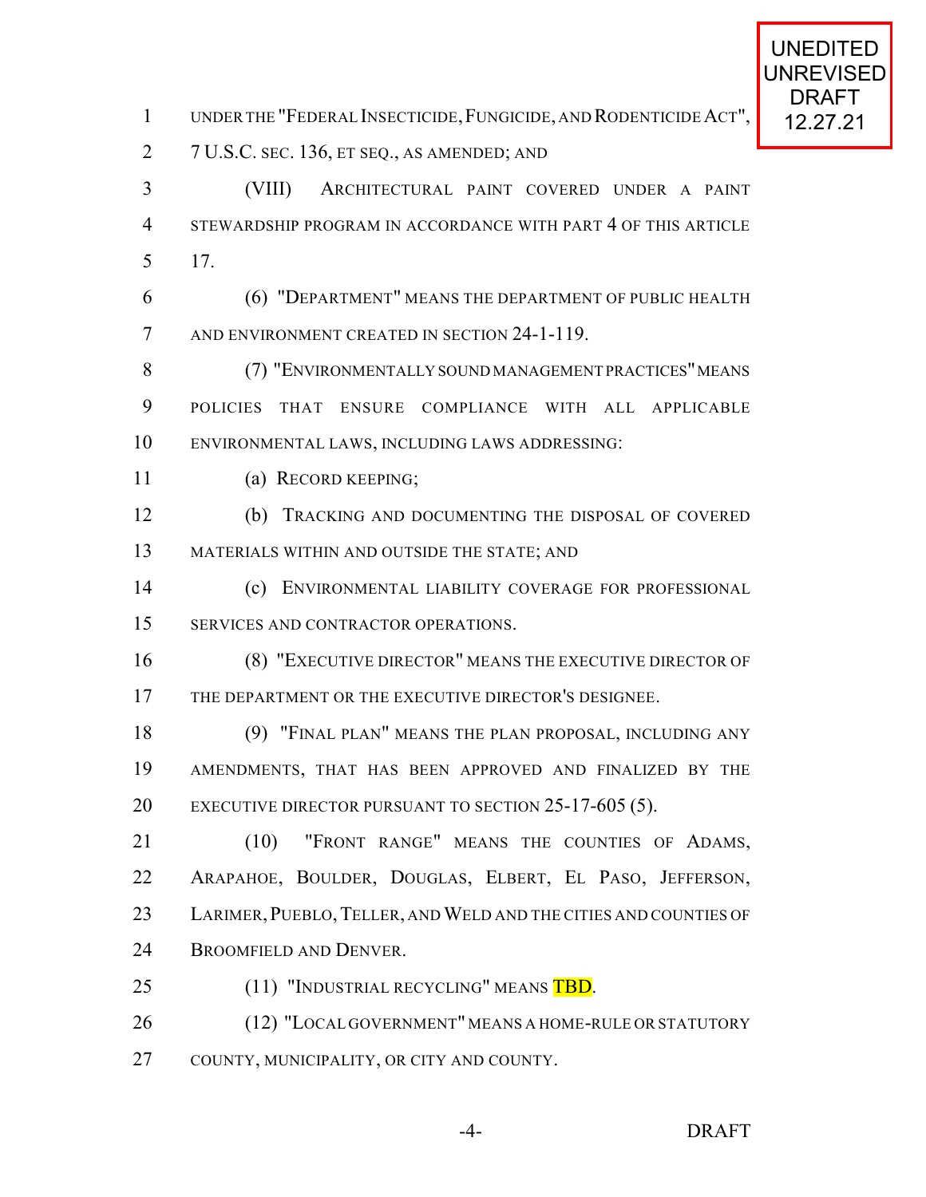UNDER THE "FEDERAL INSECTICIDE, FUNGICIDE, AND RODENTICIDE ACT", 7 U.S.C. SEC. 136, ET SEQ., AS AMENDED; AND

(VIII) ARCHITECTURAL PAINT COVERED UNDER A PAINT STEWARDSHIP PROGRAM IN ACCORDANCE WITH PART 4 OF THIS ARTICLE 17.

(6) "DEPARTMENT" MEANS THE DEPARTMENT OF PUBLIC HEALTH AND ENVIRONMENT CREATED IN SECTION 24-1-119.

(7) "ENVIRONMENTALLY SOUND MANAGEMENT PRACTICES" MEANS POLICIES THAT ENSURE COMPLIANCE WITH ALL APPLICABLE ENVIRONMENTAL LAWS, INCLUDING LAWS ADDRESSING:

(a) RECORD KEEPING;

(b) TRACKING AND DOCUMENTING THE DISPOSAL OF COVERED MATERIALS WITHIN AND OUTSIDE THE STATE; AND

(c) ENVIRONMENTAL LIABILITY COVERAGE FOR PROFESSIONAL SERVICES AND CONTRACTOR OPERATIONS.

(8) "EXECUTIVE DIRECTOR" MEANS THE EXECUTIVE DIRECTOR OF THE DEPARTMENT OR THE EXECUTIVE DIRECTOR'S DESIGNEE.

(9) "FINAL PLAN" MEANS THE PLAN PROPOSAL, INCLUDING ANY AMENDMENTS, THAT HAS BEEN APPROVED AND FINALIZED BY THE EXECUTIVE DIRECTOR PURSUANT TO SECTION 25-17-605 (5).

(10) "FRONT RANGE" MEANS THE COUNTIES OF ADAMS, ARAPAHOE, BOULDER, DOUGLAS, ELBERT, EL PASO, JEFFERSON, LARIMER, PUEBLO, TELLER, AND WELD AND THE CITIES AND COUNTIES OF BROOMFIELD AND DENVER.

(11) "INDUSTRIAL RECYCLING" MEANS TBD.

(12) "LOCAL GOVERNMENT" MEANS A HOME-RULE OR STATUTORY COUNTY, MUNICIPALITY, OR CITY AND COUNTY.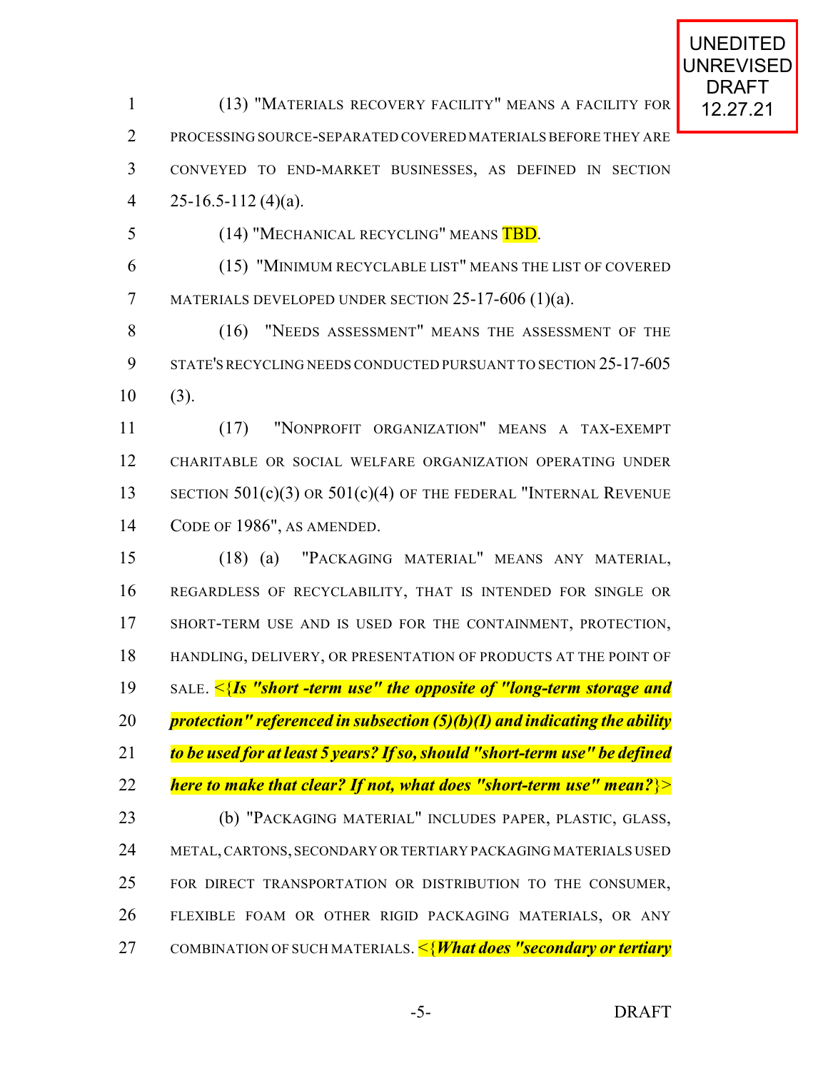(13) "MATERIALS RECOVERY FACILITY" MEANS A FACILITY FOR PROCESSING SOURCE-SEPARATED COVERED MATERIALS BEFORE THEY ARE CONVEYED TO END-MARKET BUSINESSES, AS DEFINED IN SECTION 25-16.5-112 (4)(a).

(14) "MECHANICAL RECYCLING" MEANS TBD.

(15) "MINIMUM RECYCLABLE LIST" MEANS THE LIST OF COVERED MATERIALS DEVELOPED UNDER SECTION 25-17-606 (1)(a).

(16) "NEEDS ASSESSMENT" MEANS THE ASSESSMENT OF THE STATE'S RECYCLING NEEDS CONDUCTED PURSUANT TO SECTION 25-17-605 (3).

(17) "NONPROFIT ORGANIZATION" MEANS A TAX-EXEMPT CHARITABLE OR SOCIAL WELFARE ORGANIZATION OPERATING UNDER SECTION 501(c)(3) OR 501(c)(4) OF THE FEDERAL "INTERNAL REVENUE CODE OF 1986", AS AMENDED.

(18) (a) "PACKAGING MATERIAL" MEANS ANY MATERIAL, REGARDLESS OF RECYCLABILITY, THAT IS INTENDED FOR SINGLE OR SHORT-TERM USE AND IS USED FOR THE CONTAINMENT, PROTECTION, HANDLING, DELIVERY, OR PRESENTATION OF PRODUCTS AT THE POINT OF SALE. <{***Is "short -term use" the opposite of "long-term storage and protection" referenced in subsection (5)(b)(I) and indicating the ability to be used for at least 5 years? If so, should "short-term use" be defined here to make that clear? If not, what does "short-term use" mean?***}>

(b) "PACKAGING MATERIAL" INCLUDES PAPER, PLASTIC, GLASS, METAL, CARTONS, SECONDARY OR TERTIARY PACKAGING MATERIALS USED FOR DIRECT TRANSPORTATION OR DISTRIBUTION TO THE CONSUMER, FLEXIBLE FOAM OR OTHER RIGID PACKAGING MATERIALS, OR ANY COMBINATION OF SUCH MATERIALS. <{***What does "secondary or tertiary***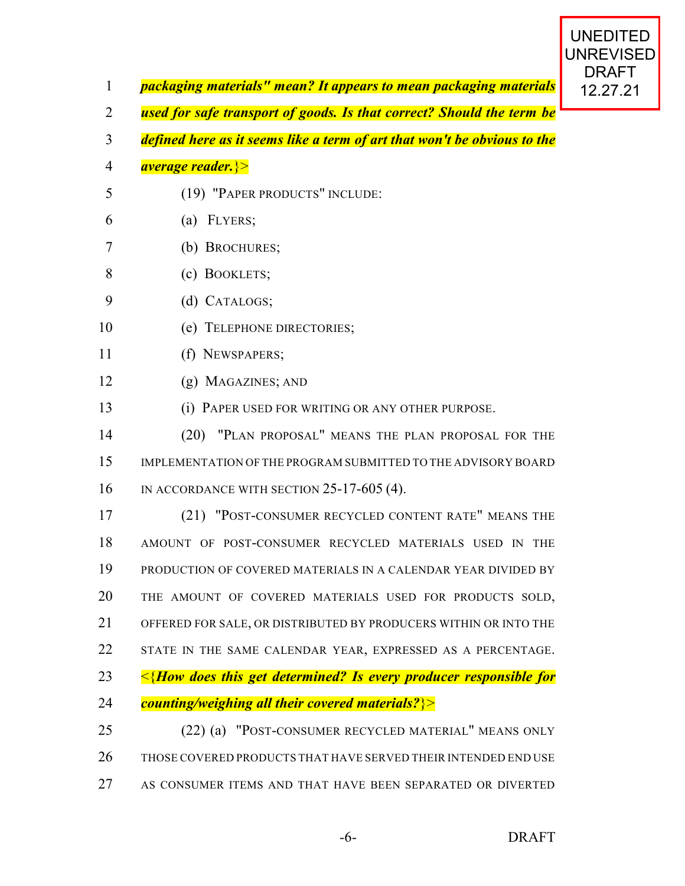***packaging materials" mean? It appears to mean packaging materials used for safe transport of goods. Is that correct? Should the term be defined here as it seems like a term of art that won't be obvious to the average reader.***}>

(19) "PAPER PRODUCTS" INCLUDE:

(a) FLYERS;

(b) BROCHURES;

(c) BOOKLETS;

(d) CATALOGS;

(e) TELEPHONE DIRECTORIES;

(f) NEWSPAPERS;

(g) MAGAZINES; AND

(i) PAPER USED FOR WRITING OR ANY OTHER PURPOSE.

(20) "PLAN PROPOSAL" MEANS THE PLAN PROPOSAL FOR THE IMPLEMENTATION OF THE PROGRAM SUBMITTED TO THE ADVISORY BOARD IN ACCORDANCE WITH SECTION 25-17-605 (4).

(21) "POST-CONSUMER RECYCLED CONTENT RATE" MEANS THE AMOUNT OF POST-CONSUMER RECYCLED MATERIALS USED IN THE PRODUCTION OF COVERED MATERIALS IN A CALENDAR YEAR DIVIDED BY THE AMOUNT OF COVERED MATERIALS USED FOR PRODUCTS SOLD, OFFERED FOR SALE, OR DISTRIBUTED BY PRODUCERS WITHIN OR INTO THE STATE IN THE SAME CALENDAR YEAR, EXPRESSED AS A PERCENTAGE. <{***How does this get determined? Is every producer responsible for counting/weighing all their covered materials?***}>

(22) (a) "POST-CONSUMER RECYCLED MATERIAL" MEANS ONLY THOSE COVERED PRODUCTS THAT HAVE SERVED THEIR INTENDED END USE AS CONSUMER ITEMS AND THAT HAVE BEEN SEPARATED OR DIVERTED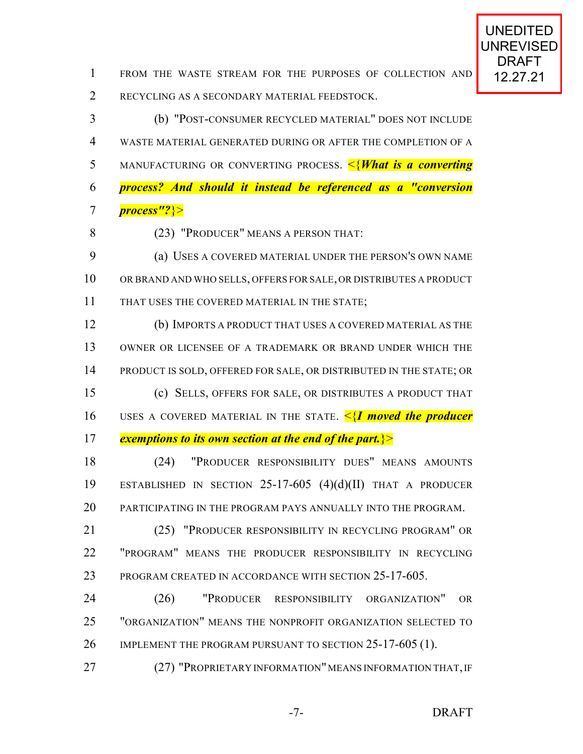FROM THE WASTE STREAM FOR THE PURPOSES OF COLLECTION AND RECYCLING AS A SECONDARY MATERIAL FEEDSTOCK.

(b) "POST-CONSUMER RECYCLED MATERIAL" DOES NOT INCLUDE WASTE MATERIAL GENERATED DURING OR AFTER THE COMPLETION OF A MANUFACTURING OR CONVERTING PROCESS. <{***What is a converting process? And should it instead be referenced as a "conversion process"?***}>

(23) "PRODUCER" MEANS A PERSON THAT:

(a) USES A COVERED MATERIAL UNDER THE PERSON'S OWN NAME OR BRAND AND WHO SELLS, OFFERS FOR SALE, OR DISTRIBUTES A PRODUCT THAT USES THE COVERED MATERIAL IN THE STATE;

(b) IMPORTS A PRODUCT THAT USES A COVERED MATERIAL AS THE OWNER OR LICENSEE OF A TRADEMARK OR BRAND UNDER WHICH THE PRODUCT IS SOLD, OFFERED FOR SALE, OR DISTRIBUTED IN THE STATE; OR

(c) SELLS, OFFERS FOR SALE, OR DISTRIBUTES A PRODUCT THAT USES A COVERED MATERIAL IN THE STATE. <{***I moved the producer exemptions to its own section at the end of the part.***}>

(24) "PRODUCER RESPONSIBILITY DUES" MEANS AMOUNTS ESTABLISHED IN SECTION 25-17-605 (4)(d)(II) THAT A PRODUCER PARTICIPATING IN THE PROGRAM PAYS ANNUALLY INTO THE PROGRAM.

(25) "PRODUCER RESPONSIBILITY IN RECYCLING PROGRAM" OR "PROGRAM" MEANS THE PRODUCER RESPONSIBILITY IN RECYCLING PROGRAM CREATED IN ACCORDANCE WITH SECTION 25-17-605.

(26) "PRODUCER RESPONSIBILITY ORGANIZATION" OR "ORGANIZATION" MEANS THE NONPROFIT ORGANIZATION SELECTED TO IMPLEMENT THE PROGRAM PURSUANT TO SECTION 25-17-605 (1).

(27) "PROPRIETARY INFORMATION" MEANS INFORMATION THAT, IF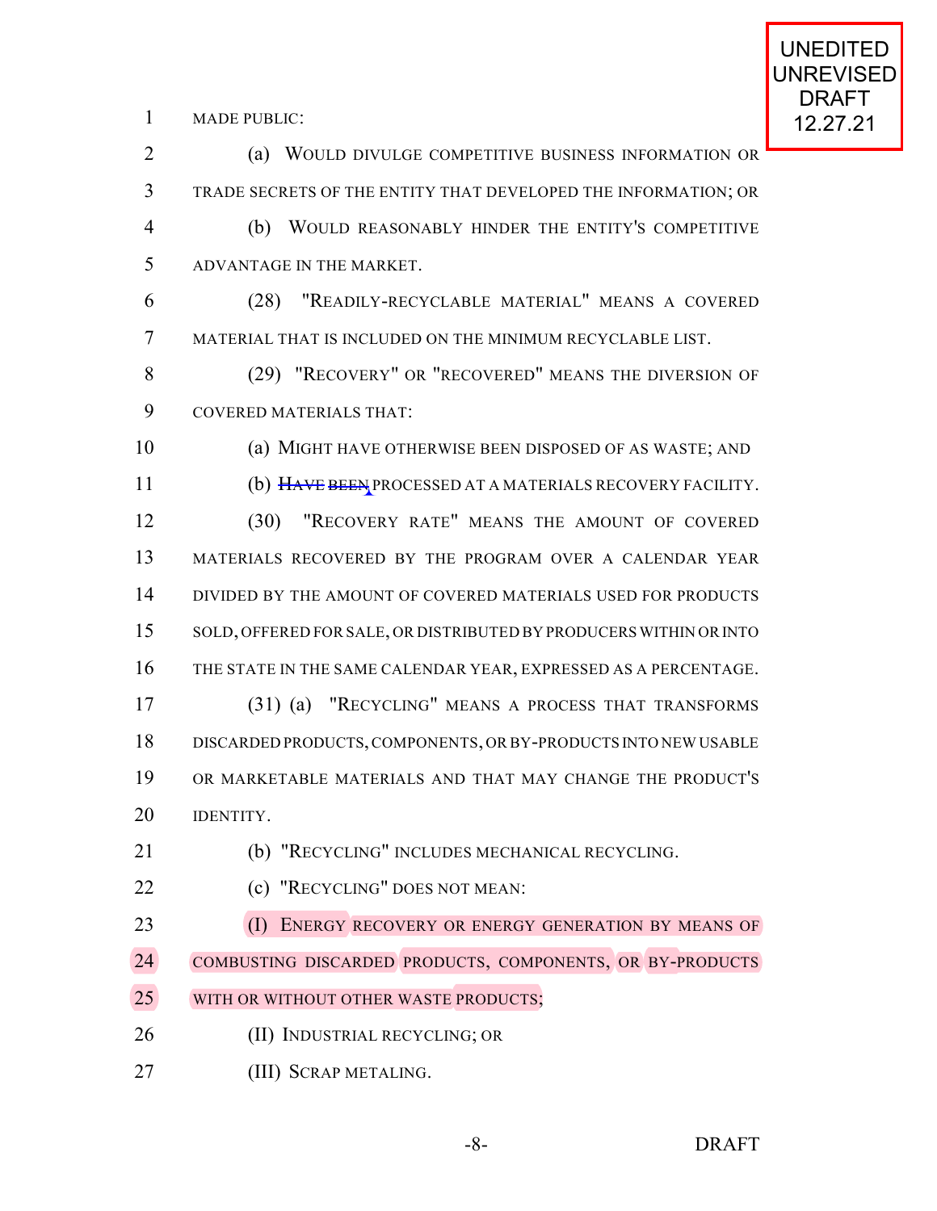MADE PUBLIC:

(a) WOULD DIVULGE COMPETITIVE BUSINESS INFORMATION OR TRADE SECRETS OF THE ENTITY THAT DEVELOPED THE INFORMATION; OR

(b) WOULD REASONABLY HINDER THE ENTITY'S COMPETITIVE ADVANTAGE IN THE MARKET.

(28) "READILY-RECYCLABLE MATERIAL" MEANS A COVERED MATERIAL THAT IS INCLUDED ON THE MINIMUM RECYCLABLE LIST.

(29) "RECOVERY" OR "RECOVERED" MEANS THE DIVERSION OF COVERED MATERIALS THAT:

(a) MIGHT HAVE OTHERWISE BEEN DISPOSED OF AS WASTE; AND

(b) ~~HAVE BEEN~~ PROCESSED AT A MATERIALS RECOVERY FACILITY.

(30) "RECOVERY RATE" MEANS THE AMOUNT OF COVERED MATERIALS RECOVERED BY THE PROGRAM OVER A CALENDAR YEAR DIVIDED BY THE AMOUNT OF COVERED MATERIALS USED FOR PRODUCTS SOLD, OFFERED FOR SALE, OR DISTRIBUTED BY PRODUCERS WITHIN OR INTO THE STATE IN THE SAME CALENDAR YEAR, EXPRESSED AS A PERCENTAGE.

(31) (a) "RECYCLING" MEANS A PROCESS THAT TRANSFORMS DISCARDED PRODUCTS, COMPONENTS, OR BY-PRODUCTS INTO NEW USABLE OR MARKETABLE MATERIALS AND THAT MAY CHANGE THE PRODUCT'S IDENTITY.

(b) "RECYCLING" INCLUDES MECHANICAL RECYCLING.

(c) "RECYCLING" DOES NOT MEAN:

(I) ENERGY RECOVERY OR ENERGY GENERATION BY MEANS OF COMBUSTING DISCARDED PRODUCTS, COMPONENTS, OR BY-PRODUCTS WITH OR WITHOUT OTHER WASTE PRODUCTS;

(II) INDUSTRIAL RECYCLING; OR

(III) SCRAP METALING.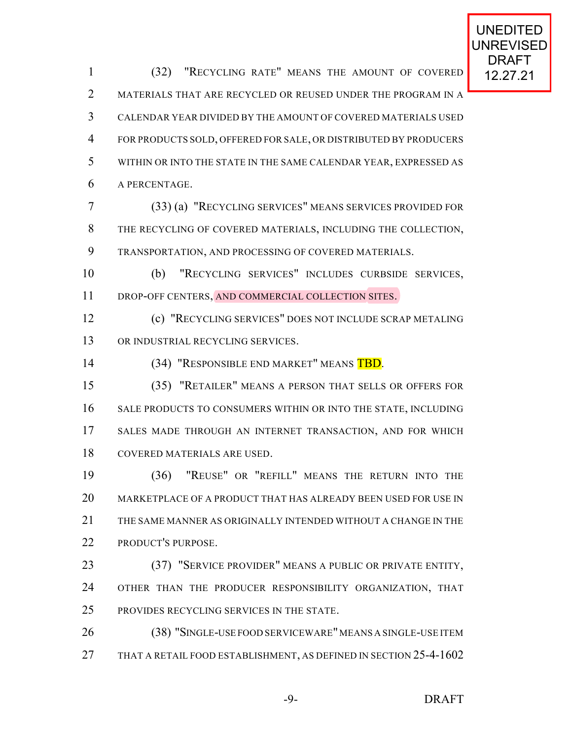(32) "RECYCLING RATE" MEANS THE AMOUNT OF COVERED MATERIALS THAT ARE RECYCLED OR REUSED UNDER THE PROGRAM IN A CALENDAR YEAR DIVIDED BY THE AMOUNT OF COVERED MATERIALS USED FOR PRODUCTS SOLD, OFFERED FOR SALE, OR DISTRIBUTED BY PRODUCERS WITHIN OR INTO THE STATE IN THE SAME CALENDAR YEAR, EXPRESSED AS A PERCENTAGE.

(33) (a) "RECYCLING SERVICES" MEANS SERVICES PROVIDED FOR THE RECYCLING OF COVERED MATERIALS, INCLUDING THE COLLECTION, TRANSPORTATION, AND PROCESSING OF COVERED MATERIALS.

(b) "RECYCLING SERVICES" INCLUDES CURBSIDE SERVICES, DROP-OFF CENTERS, AND COMMERCIAL COLLECTION SITES.

(c) "RECYCLING SERVICES" DOES NOT INCLUDE SCRAP METALING OR INDUSTRIAL RECYCLING SERVICES.

(34) "RESPONSIBLE END MARKET" MEANS TBD.

(35) "RETAILER" MEANS A PERSON THAT SELLS OR OFFERS FOR SALE PRODUCTS TO CONSUMERS WITHIN OR INTO THE STATE, INCLUDING SALES MADE THROUGH AN INTERNET TRANSACTION, AND FOR WHICH COVERED MATERIALS ARE USED.

(36) "REUSE" OR "REFILL" MEANS THE RETURN INTO THE MARKETPLACE OF A PRODUCT THAT HAS ALREADY BEEN USED FOR USE IN THE SAME MANNER AS ORIGINALLY INTENDED WITHOUT A CHANGE IN THE PRODUCT'S PURPOSE.

(37) "SERVICE PROVIDER" MEANS A PUBLIC OR PRIVATE ENTITY, OTHER THAN THE PRODUCER RESPONSIBILITY ORGANIZATION, THAT PROVIDES RECYCLING SERVICES IN THE STATE.

(38) "SINGLE-USE FOOD SERVICEWARE" MEANS A SINGLE-USE ITEM THAT A RETAIL FOOD ESTABLISHMENT, AS DEFINED IN SECTION 25-4-1602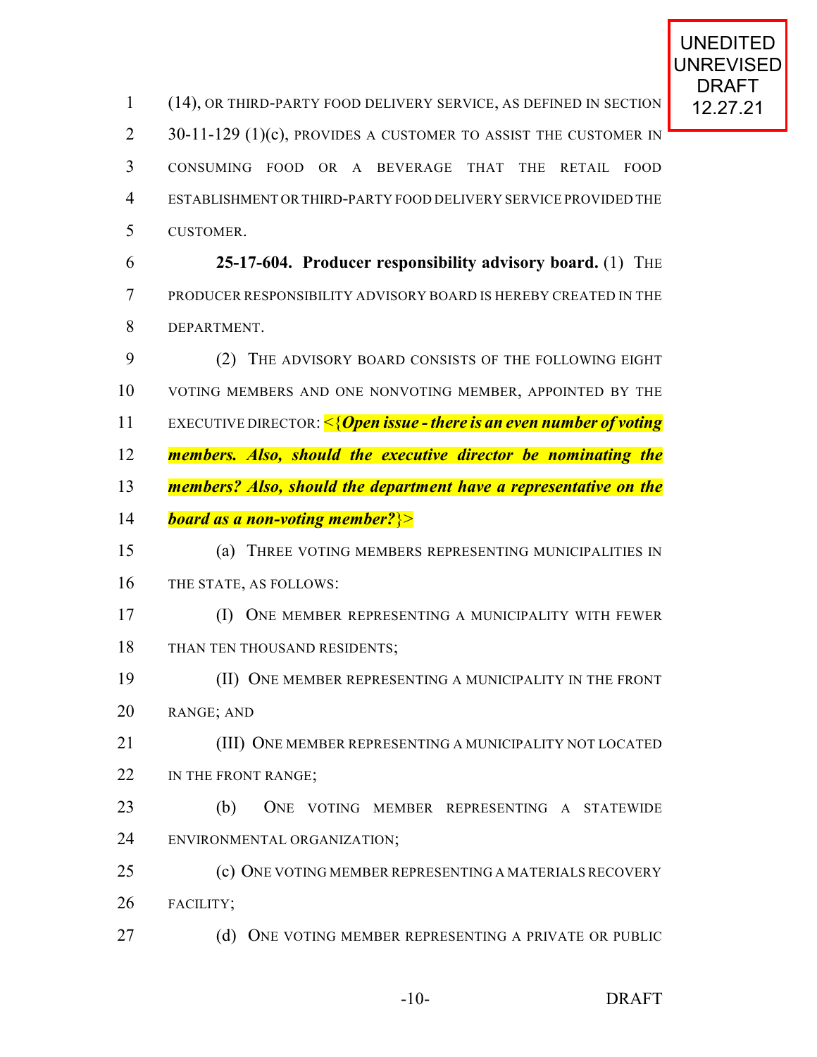UNEDITED UNREVISED DRAFT 12.27.21

(14), OR THIRD-PARTY FOOD DELIVERY SERVICE, AS DEFINED IN SECTION 30-11-129 (1)(c), PROVIDES A CUSTOMER TO ASSIST THE CUSTOMER IN CONSUMING FOOD OR A BEVERAGE THAT THE RETAIL FOOD ESTABLISHMENT OR THIRD-PARTY FOOD DELIVERY SERVICE PROVIDED THE CUSTOMER.

**25-17-604. Producer responsibility advisory board.** (1) THE PRODUCER RESPONSIBILITY ADVISORY BOARD IS HEREBY CREATED IN THE DEPARTMENT.

(2) THE ADVISORY BOARD CONSISTS OF THE FOLLOWING EIGHT VOTING MEMBERS AND ONE NONVOTING MEMBER, APPOINTED BY THE EXECUTIVE DIRECTOR: <{***Open issue - there is an even number of voting members. Also, should the executive director be nominating the members? Also, should the department have a representative on the board as a non-voting member?***}>

(a) THREE VOTING MEMBERS REPRESENTING MUNICIPALITIES IN THE STATE, AS FOLLOWS:

(I) ONE MEMBER REPRESENTING A MUNICIPALITY WITH FEWER THAN TEN THOUSAND RESIDENTS;

(II) ONE MEMBER REPRESENTING A MUNICIPALITY IN THE FRONT RANGE; AND

(III) ONE MEMBER REPRESENTING A MUNICIPALITY NOT LOCATED IN THE FRONT RANGE;

(b) ONE VOTING MEMBER REPRESENTING A STATEWIDE ENVIRONMENTAL ORGANIZATION;

(c) ONE VOTING MEMBER REPRESENTING A MATERIALS RECOVERY FACILITY;

(d) ONE VOTING MEMBER REPRESENTING A PRIVATE OR PUBLIC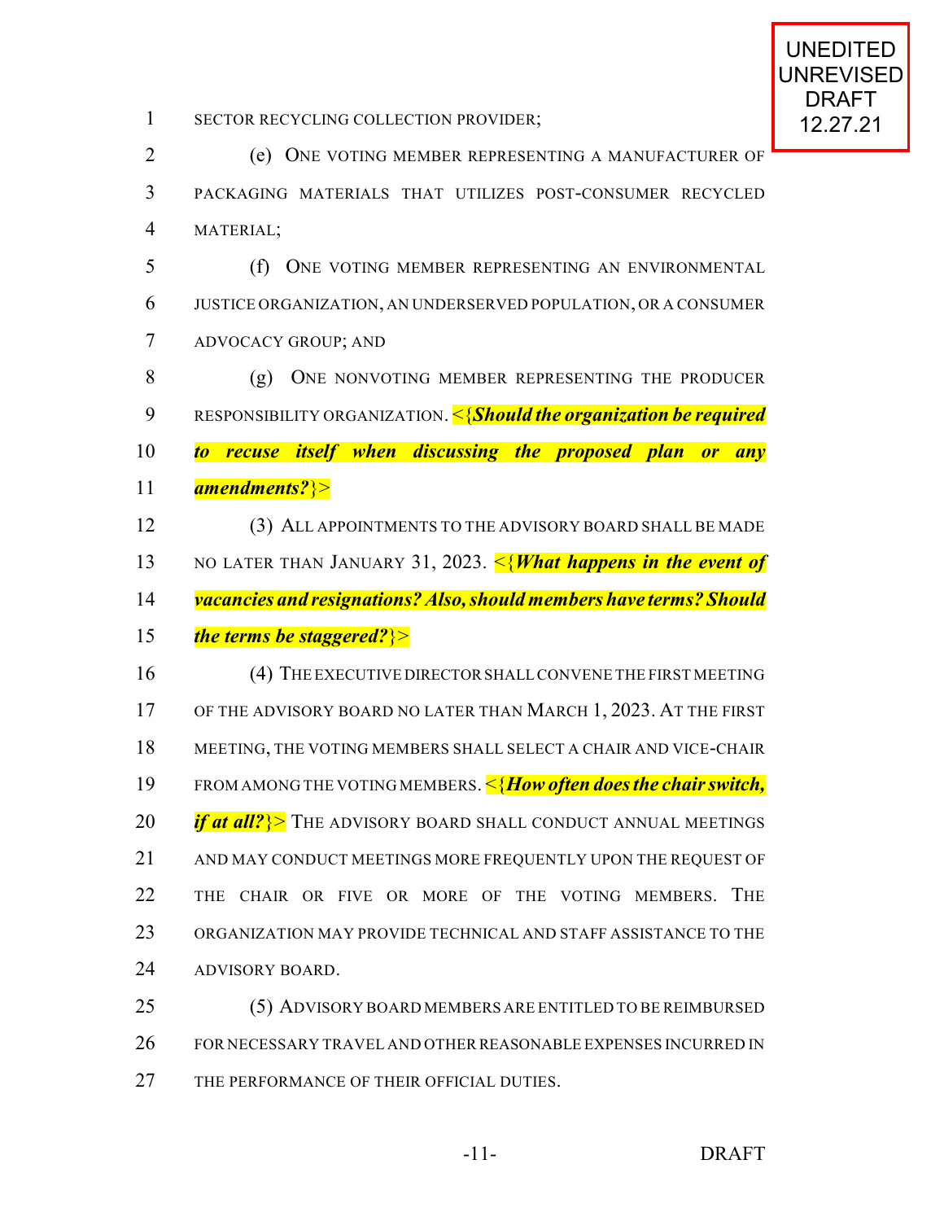SECTOR RECYCLING COLLECTION PROVIDER;

(e) ONE VOTING MEMBER REPRESENTING A MANUFACTURER OF PACKAGING MATERIALS THAT UTILIZES POST-CONSUMER RECYCLED MATERIAL;

(f) ONE VOTING MEMBER REPRESENTING AN ENVIRONMENTAL JUSTICE ORGANIZATION, AN UNDERSERVED POPULATION, OR A CONSUMER ADVOCACY GROUP; AND

(g) ONE NONVOTING MEMBER REPRESENTING THE PRODUCER RESPONSIBILITY ORGANIZATION. <{***Should the organization be required to recuse itself when discussing the proposed plan or any amendments?***}>

(3) ALL APPOINTMENTS TO THE ADVISORY BOARD SHALL BE MADE NO LATER THAN JANUARY 31, 2023. <{***What happens in the event of vacancies and resignations? Also, should members have terms? Should the terms be staggered?***}>

(4) THE EXECUTIVE DIRECTOR SHALL CONVENE THE FIRST MEETING OF THE ADVISORY BOARD NO LATER THAN MARCH 1, 2023. AT THE FIRST MEETING, THE VOTING MEMBERS SHALL SELECT A CHAIR AND VICE-CHAIR FROM AMONG THE VOTING MEMBERS. <{***How often does the chair switch, if at all?***}> THE ADVISORY BOARD SHALL CONDUCT ANNUAL MEETINGS AND MAY CONDUCT MEETINGS MORE FREQUENTLY UPON THE REQUEST OF THE CHAIR OR FIVE OR MORE OF THE VOTING MEMBERS. THE ORGANIZATION MAY PROVIDE TECHNICAL AND STAFF ASSISTANCE TO THE ADVISORY BOARD.

(5) ADVISORY BOARD MEMBERS ARE ENTITLED TO BE REIMBURSED FOR NECESSARY TRAVEL AND OTHER REASONABLE EXPENSES INCURRED IN THE PERFORMANCE OF THEIR OFFICIAL DUTIES.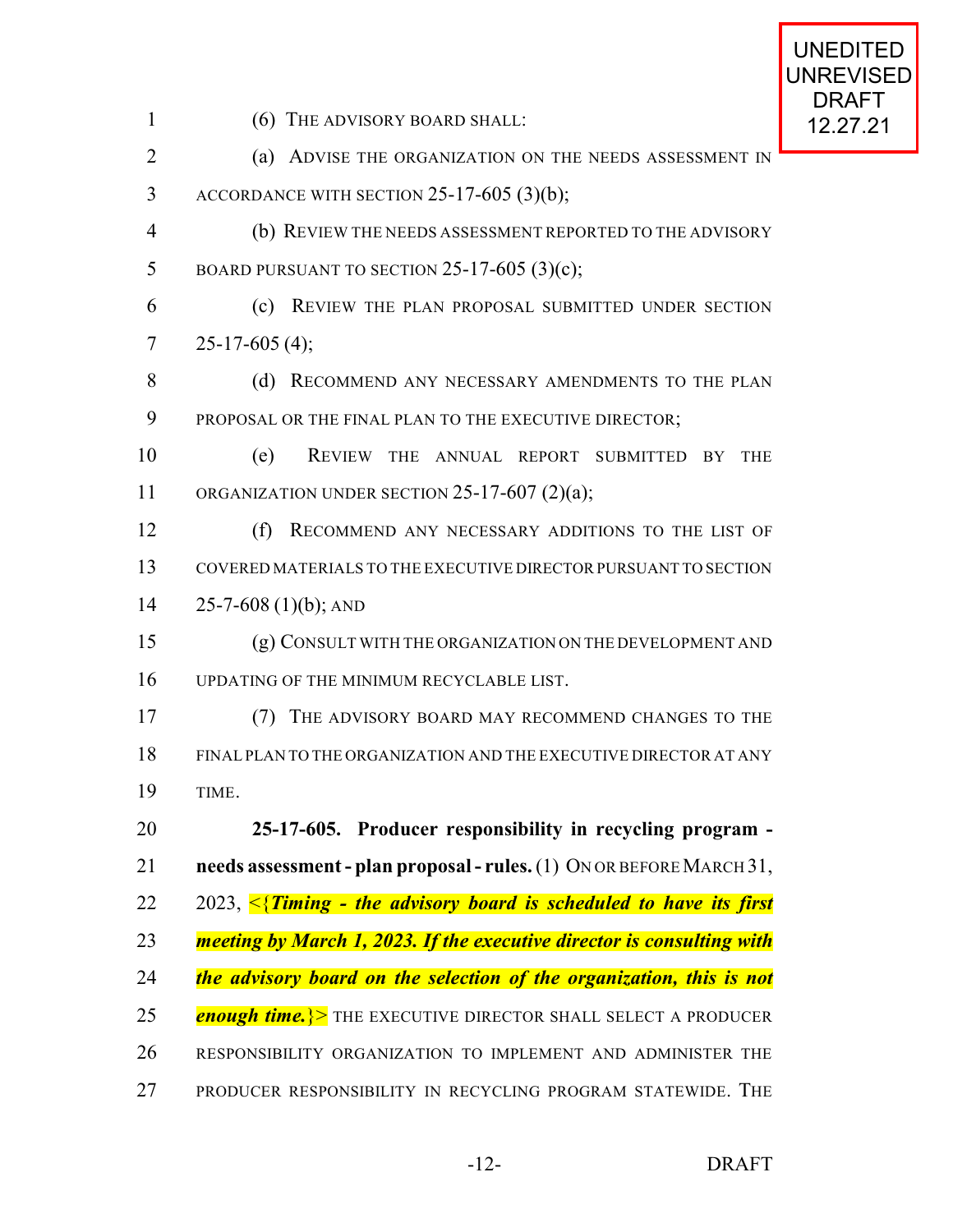UNEDITED UNREVISED DRAFT 12.27.21

(6) THE ADVISORY BOARD SHALL:

(a) ADVISE THE ORGANIZATION ON THE NEEDS ASSESSMENT IN ACCORDANCE WITH SECTION 25-17-605 (3)(b);

(b) REVIEW THE NEEDS ASSESSMENT REPORTED TO THE ADVISORY BOARD PURSUANT TO SECTION 25-17-605 (3)(c);

(c) REVIEW THE PLAN PROPOSAL SUBMITTED UNDER SECTION 25-17-605 (4);

(d) RECOMMEND ANY NECESSARY AMENDMENTS TO THE PLAN PROPOSAL OR THE FINAL PLAN TO THE EXECUTIVE DIRECTOR;

(e) REVIEW THE ANNUAL REPORT SUBMITTED BY THE ORGANIZATION UNDER SECTION 25-17-607 (2)(a);

(f) RECOMMEND ANY NECESSARY ADDITIONS TO THE LIST OF COVERED MATERIALS TO THE EXECUTIVE DIRECTOR PURSUANT TO SECTION 25-7-608 (1)(b); AND

(g) CONSULT WITH THE ORGANIZATION ON THE DEVELOPMENT AND UPDATING OF THE MINIMUM RECYCLABLE LIST.

(7) THE ADVISORY BOARD MAY RECOMMEND CHANGES TO THE FINAL PLAN TO THE ORGANIZATION AND THE EXECUTIVE DIRECTOR AT ANY TIME.

**25-17-605. Producer responsibility in recycling program - needs assessment - plan proposal - rules.** (1) ON OR BEFORE MARCH 31, 2023, <{***Timing - the advisory board is scheduled to have its first meeting by March 1, 2023. If the executive director is consulting with the advisory board on the selection of the organization, this is not enough time.***}> THE EXECUTIVE DIRECTOR SHALL SELECT A PRODUCER RESPONSIBILITY ORGANIZATION TO IMPLEMENT AND ADMINISTER THE PRODUCER RESPONSIBILITY IN RECYCLING PROGRAM STATEWIDE. THE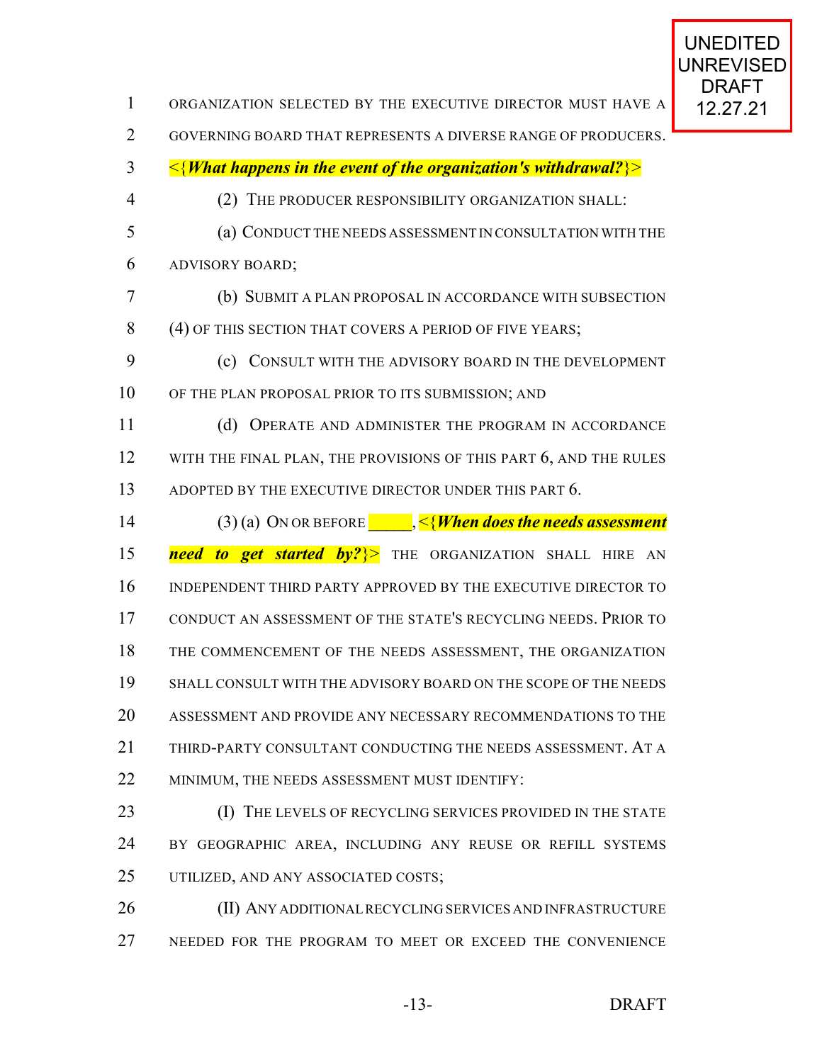UNEDITED UNREVISED DRAFT 12.27.21

ORGANIZATION SELECTED BY THE EXECUTIVE DIRECTOR MUST HAVE A GOVERNING BOARD THAT REPRESENTS A DIVERSE RANGE OF PRODUCERS. <{***What happens in the event of the organization's withdrawal?***}>

(2) THE PRODUCER RESPONSIBILITY ORGANIZATION SHALL:

(a) CONDUCT THE NEEDS ASSESSMENT IN CONSULTATION WITH THE ADVISORY BOARD;

(b) SUBMIT A PLAN PROPOSAL IN ACCORDANCE WITH SUBSECTION (4) OF THIS SECTION THAT COVERS A PERIOD OF FIVE YEARS;

(c) CONSULT WITH THE ADVISORY BOARD IN THE DEVELOPMENT OF THE PLAN PROPOSAL PRIOR TO ITS SUBMISSION; AND

(d) OPERATE AND ADMINISTER THE PROGRAM IN ACCORDANCE WITH THE FINAL PLAN, THE PROVISIONS OF THIS PART 6, AND THE RULES ADOPTED BY THE EXECUTIVE DIRECTOR UNDER THIS PART 6.

(3) (a) ON OR BEFORE _____, <{***When does the needs assessment need to get started by?***}> THE ORGANIZATION SHALL HIRE AN INDEPENDENT THIRD PARTY APPROVED BY THE EXECUTIVE DIRECTOR TO CONDUCT AN ASSESSMENT OF THE STATE'S RECYCLING NEEDS. PRIOR TO THE COMMENCEMENT OF THE NEEDS ASSESSMENT, THE ORGANIZATION SHALL CONSULT WITH THE ADVISORY BOARD ON THE SCOPE OF THE NEEDS ASSESSMENT AND PROVIDE ANY NECESSARY RECOMMENDATIONS TO THE THIRD-PARTY CONSULTANT CONDUCTING THE NEEDS ASSESSMENT. AT A MINIMUM, THE NEEDS ASSESSMENT MUST IDENTIFY:

(I) THE LEVELS OF RECYCLING SERVICES PROVIDED IN THE STATE BY GEOGRAPHIC AREA, INCLUDING ANY REUSE OR REFILL SYSTEMS UTILIZED, AND ANY ASSOCIATED COSTS;

(II) ANY ADDITIONAL RECYCLING SERVICES AND INFRASTRUCTURE NEEDED FOR THE PROGRAM TO MEET OR EXCEED THE CONVENIENCE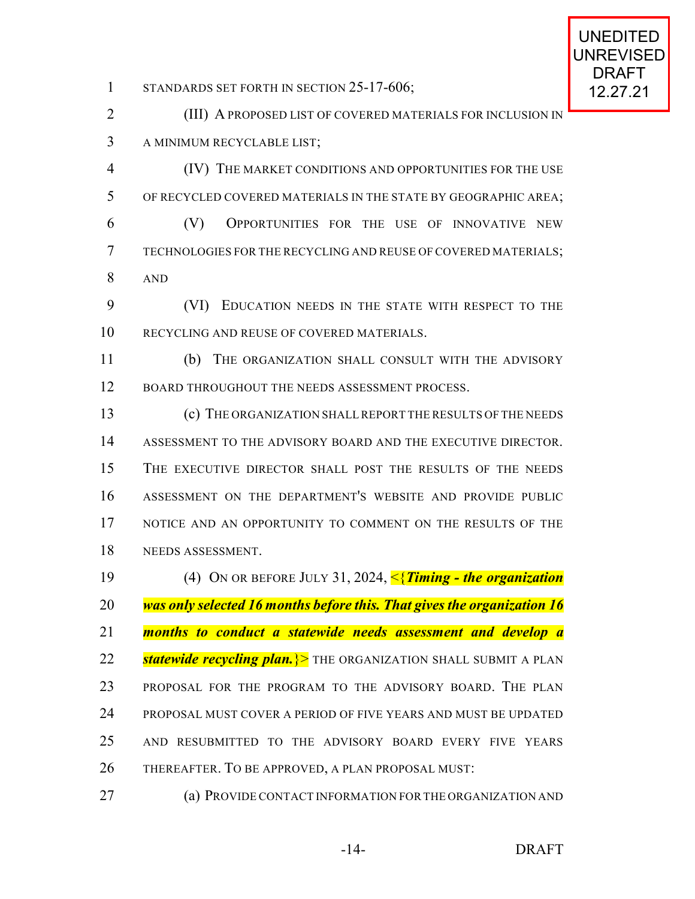STANDARDS SET FORTH IN SECTION 25-17-606;

(III) A PROPOSED LIST OF COVERED MATERIALS FOR INCLUSION IN A MINIMUM RECYCLABLE LIST;

(IV) THE MARKET CONDITIONS AND OPPORTUNITIES FOR THE USE OF RECYCLED COVERED MATERIALS IN THE STATE BY GEOGRAPHIC AREA;

(V) OPPORTUNITIES FOR THE USE OF INNOVATIVE NEW TECHNOLOGIES FOR THE RECYCLING AND REUSE OF COVERED MATERIALS; AND

(VI) EDUCATION NEEDS IN THE STATE WITH RESPECT TO THE RECYCLING AND REUSE OF COVERED MATERIALS.

(b) THE ORGANIZATION SHALL CONSULT WITH THE ADVISORY BOARD THROUGHOUT THE NEEDS ASSESSMENT PROCESS.

(c) THE ORGANIZATION SHALL REPORT THE RESULTS OF THE NEEDS ASSESSMENT TO THE ADVISORY BOARD AND THE EXECUTIVE DIRECTOR. THE EXECUTIVE DIRECTOR SHALL POST THE RESULTS OF THE NEEDS ASSESSMENT ON THE DEPARTMENT'S WEBSITE AND PROVIDE PUBLIC NOTICE AND AN OPPORTUNITY TO COMMENT ON THE RESULTS OF THE NEEDS ASSESSMENT.

(4) ON OR BEFORE JULY 31, 2024, <{***Timing - the organization was only selected 16 months before this. That gives the organization 16 months to conduct a statewide needs assessment and develop a statewide recycling plan.***}> THE ORGANIZATION SHALL SUBMIT A PLAN PROPOSAL FOR THE PROGRAM TO THE ADVISORY BOARD. THE PLAN PROPOSAL MUST COVER A PERIOD OF FIVE YEARS AND MUST BE UPDATED AND RESUBMITTED TO THE ADVISORY BOARD EVERY FIVE YEARS THEREAFTER. TO BE APPROVED, A PLAN PROPOSAL MUST:

(a) PROVIDE CONTACT INFORMATION FOR THE ORGANIZATION AND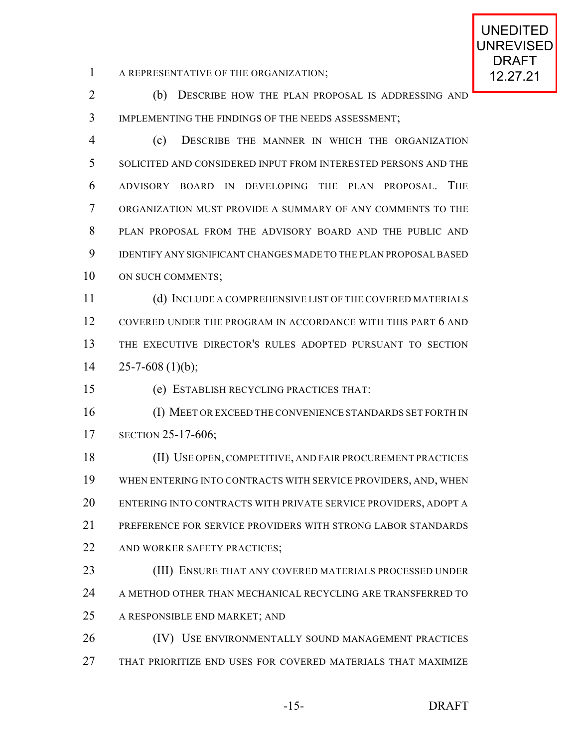A REPRESENTATIVE OF THE ORGANIZATION;

(b) DESCRIBE HOW THE PLAN PROPOSAL IS ADDRESSING AND IMPLEMENTING THE FINDINGS OF THE NEEDS ASSESSMENT;

(c) DESCRIBE THE MANNER IN WHICH THE ORGANIZATION SOLICITED AND CONSIDERED INPUT FROM INTERESTED PERSONS AND THE ADVISORY BOARD IN DEVELOPING THE PLAN PROPOSAL. THE ORGANIZATION MUST PROVIDE A SUMMARY OF ANY COMMENTS TO THE PLAN PROPOSAL FROM THE ADVISORY BOARD AND THE PUBLIC AND IDENTIFY ANY SIGNIFICANT CHANGES MADE TO THE PLAN PROPOSAL BASED ON SUCH COMMENTS;

(d) INCLUDE A COMPREHENSIVE LIST OF THE COVERED MATERIALS COVERED UNDER THE PROGRAM IN ACCORDANCE WITH THIS PART 6 AND THE EXECUTIVE DIRECTOR'S RULES ADOPTED PURSUANT TO SECTION 25-7-608 (1)(b);

(e) ESTABLISH RECYCLING PRACTICES THAT:

(I) MEET OR EXCEED THE CONVENIENCE STANDARDS SET FORTH IN SECTION 25-17-606;

(II) USE OPEN, COMPETITIVE, AND FAIR PROCUREMENT PRACTICES WHEN ENTERING INTO CONTRACTS WITH SERVICE PROVIDERS, AND, WHEN ENTERING INTO CONTRACTS WITH PRIVATE SERVICE PROVIDERS, ADOPT A PREFERENCE FOR SERVICE PROVIDERS WITH STRONG LABOR STANDARDS AND WORKER SAFETY PRACTICES;

(III) ENSURE THAT ANY COVERED MATERIALS PROCESSED UNDER A METHOD OTHER THAN MECHANICAL RECYCLING ARE TRANSFERRED TO A RESPONSIBLE END MARKET; AND

(IV) USE ENVIRONMENTALLY SOUND MANAGEMENT PRACTICES THAT PRIORITIZE END USES FOR COVERED MATERIALS THAT MAXIMIZE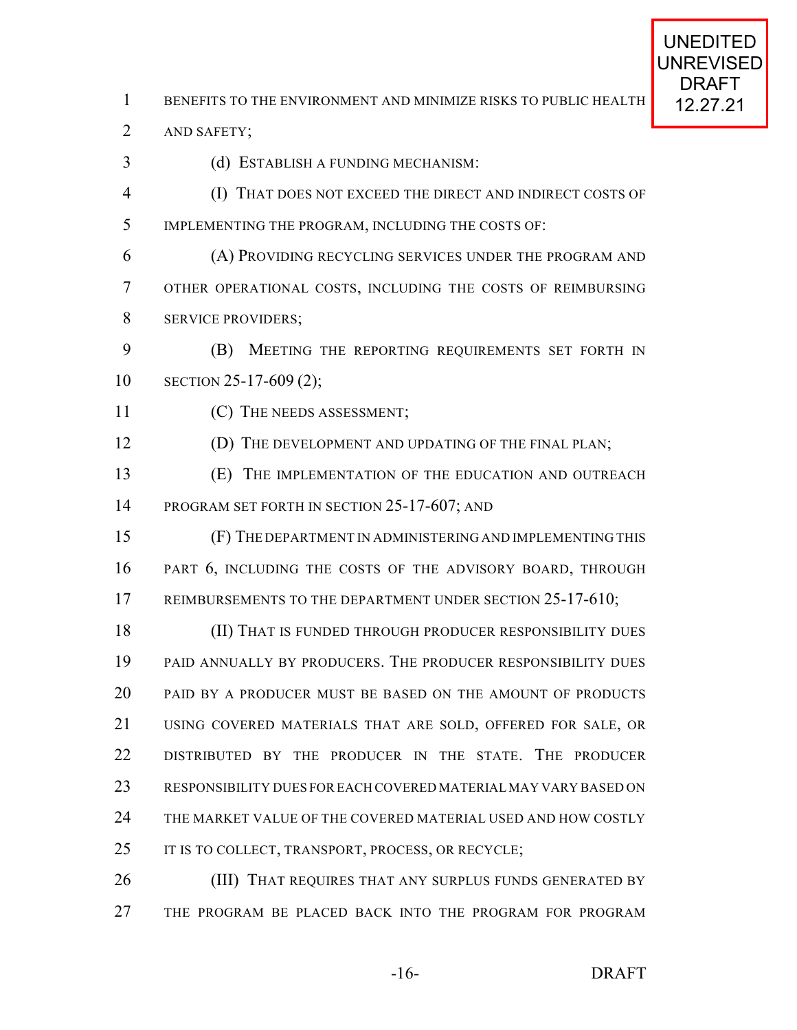BENEFITS TO THE ENVIRONMENT AND MINIMIZE RISKS TO PUBLIC HEALTH AND SAFETY;

(d) ESTABLISH A FUNDING MECHANISM:

(I) THAT DOES NOT EXCEED THE DIRECT AND INDIRECT COSTS OF IMPLEMENTING THE PROGRAM, INCLUDING THE COSTS OF:

(A) PROVIDING RECYCLING SERVICES UNDER THE PROGRAM AND OTHER OPERATIONAL COSTS, INCLUDING THE COSTS OF REIMBURSING SERVICE PROVIDERS;

(B) MEETING THE REPORTING REQUIREMENTS SET FORTH IN SECTION 25-17-609 (2);

(C) THE NEEDS ASSESSMENT;

(D) THE DEVELOPMENT AND UPDATING OF THE FINAL PLAN;

(E) THE IMPLEMENTATION OF THE EDUCATION AND OUTREACH PROGRAM SET FORTH IN SECTION 25-17-607; AND

(F) THE DEPARTMENT IN ADMINISTERING AND IMPLEMENTING THIS PART 6, INCLUDING THE COSTS OF THE ADVISORY BOARD, THROUGH REIMBURSEMENTS TO THE DEPARTMENT UNDER SECTION 25-17-610;

(II) THAT IS FUNDED THROUGH PRODUCER RESPONSIBILITY DUES PAID ANNUALLY BY PRODUCERS. THE PRODUCER RESPONSIBILITY DUES PAID BY A PRODUCER MUST BE BASED ON THE AMOUNT OF PRODUCTS USING COVERED MATERIALS THAT ARE SOLD, OFFERED FOR SALE, OR DISTRIBUTED BY THE PRODUCER IN THE STATE. THE PRODUCER RESPONSIBILITY DUES FOR EACH COVERED MATERIAL MAY VARY BASED ON THE MARKET VALUE OF THE COVERED MATERIAL USED AND HOW COSTLY IT IS TO COLLECT, TRANSPORT, PROCESS, OR RECYCLE;

(III) THAT REQUIRES THAT ANY SURPLUS FUNDS GENERATED BY THE PROGRAM BE PLACED BACK INTO THE PROGRAM FOR PROGRAM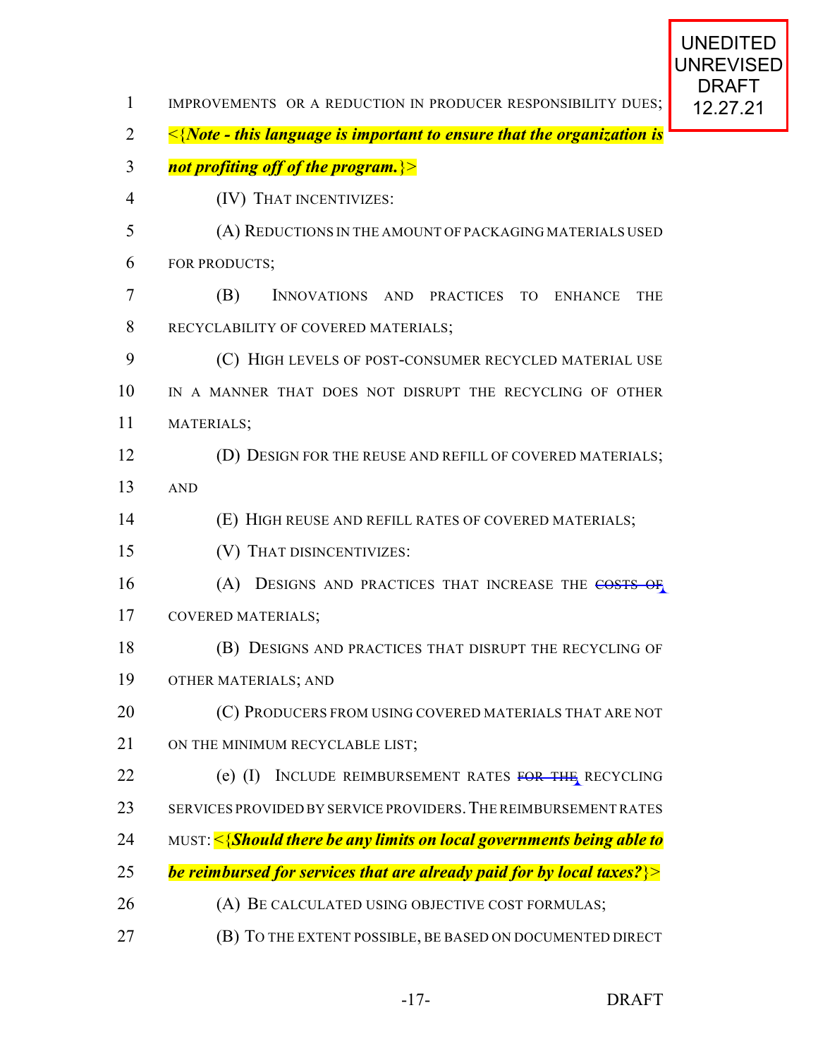IMPROVEMENTS OR A REDUCTION IN PRODUCER RESPONSIBILITY DUES; <{***Note - this language is important to ensure that the organization is not profiting off of the program.***}>

(IV) THAT INCENTIVIZES:

(A) REDUCTIONS IN THE AMOUNT OF PACKAGING MATERIALS USED FOR PRODUCTS;

(B) INNOVATIONS AND PRACTICES TO ENHANCE THE RECYCLABILITY OF COVERED MATERIALS;

(C) HIGH LEVELS OF POST-CONSUMER RECYCLED MATERIAL USE IN A MANNER THAT DOES NOT DISRUPT THE RECYCLING OF OTHER MATERIALS;

(D) DESIGN FOR THE REUSE AND REFILL OF COVERED MATERIALS; AND

(E) HIGH REUSE AND REFILL RATES OF COVERED MATERIALS;

(V) THAT DISINCENTIVIZES:

(A) DESIGNS AND PRACTICES THAT INCREASE THE ~~COSTS OF~~ COVERED MATERIALS;

(B) DESIGNS AND PRACTICES THAT DISRUPT THE RECYCLING OF OTHER MATERIALS; AND

(C) PRODUCERS FROM USING COVERED MATERIALS THAT ARE NOT ON THE MINIMUM RECYCLABLE LIST;

(e) (I) INCLUDE REIMBURSEMENT RATES ~~FOR THE~~ RECYCLING SERVICES PROVIDED BY SERVICE PROVIDERS. THE REIMBURSEMENT RATES MUST: <{***Should there be any limits on local governments being able to be reimbursed for services that are already paid for by local taxes?***}>

(A) BE CALCULATED USING OBJECTIVE COST FORMULAS;

(B) TO THE EXTENT POSSIBLE, BE BASED ON DOCUMENTED DIRECT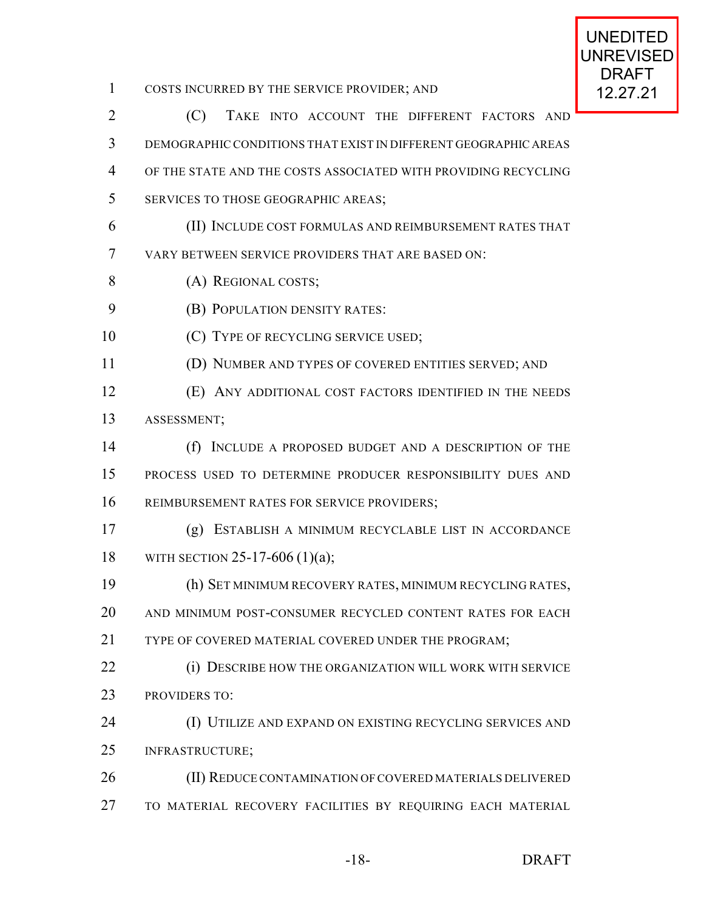COSTS INCURRED BY THE SERVICE PROVIDER; AND

(C) TAKE INTO ACCOUNT THE DIFFERENT FACTORS AND DEMOGRAPHIC CONDITIONS THAT EXIST IN DIFFERENT GEOGRAPHIC AREAS OF THE STATE AND THE COSTS ASSOCIATED WITH PROVIDING RECYCLING SERVICES TO THOSE GEOGRAPHIC AREAS;

(II) INCLUDE COST FORMULAS AND REIMBURSEMENT RATES THAT VARY BETWEEN SERVICE PROVIDERS THAT ARE BASED ON:

(A) REGIONAL COSTS;

(B) POPULATION DENSITY RATES:

(C) TYPE OF RECYCLING SERVICE USED;

(D) NUMBER AND TYPES OF COVERED ENTITIES SERVED; AND

(E) ANY ADDITIONAL COST FACTORS IDENTIFIED IN THE NEEDS ASSESSMENT;

(f) INCLUDE A PROPOSED BUDGET AND A DESCRIPTION OF THE PROCESS USED TO DETERMINE PRODUCER RESPONSIBILITY DUES AND REIMBURSEMENT RATES FOR SERVICE PROVIDERS;

(g) ESTABLISH A MINIMUM RECYCLABLE LIST IN ACCORDANCE WITH SECTION 25-17-606 (1)(a);

(h) SET MINIMUM RECOVERY RATES, MINIMUM RECYCLING RATES, AND MINIMUM POST-CONSUMER RECYCLED CONTENT RATES FOR EACH TYPE OF COVERED MATERIAL COVERED UNDER THE PROGRAM;

(i) DESCRIBE HOW THE ORGANIZATION WILL WORK WITH SERVICE PROVIDERS TO:

(I) UTILIZE AND EXPAND ON EXISTING RECYCLING SERVICES AND INFRASTRUCTURE;

(II) REDUCE CONTAMINATION OF COVERED MATERIALS DELIVERED TO MATERIAL RECOVERY FACILITIES BY REQUIRING EACH MATERIAL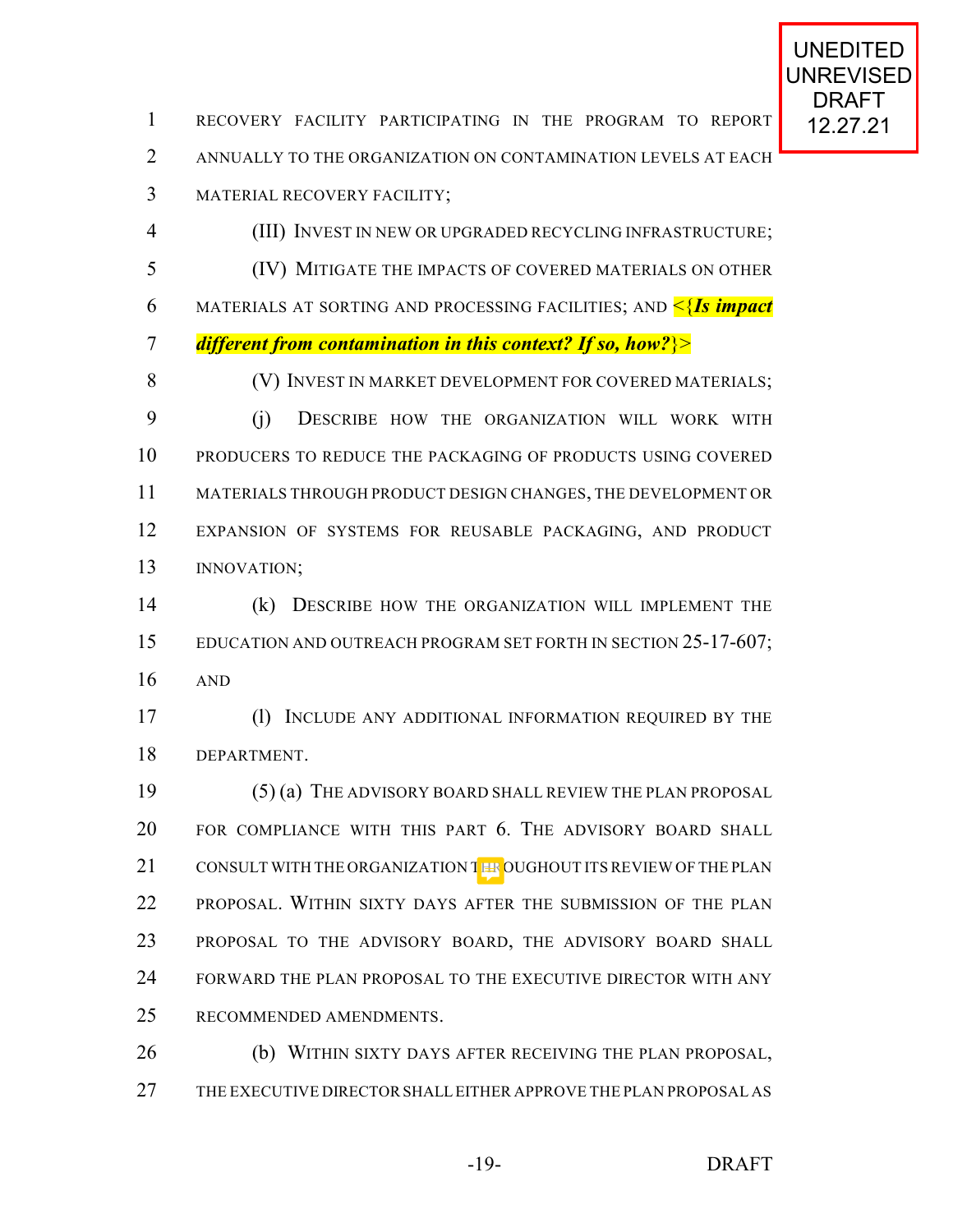RECOVERY FACILITY PARTICIPATING IN THE PROGRAM TO REPORT ANNUALLY TO THE ORGANIZATION ON CONTAMINATION LEVELS AT EACH MATERIAL RECOVERY FACILITY;

(III) INVEST IN NEW OR UPGRADED RECYCLING INFRASTRUCTURE;

(IV) MITIGATE THE IMPACTS OF COVERED MATERIALS ON OTHER MATERIALS AT SORTING AND PROCESSING FACILITIES; AND <{***Is impact different from contamination in this context? If so, how?***}>

(V) INVEST IN MARKET DEVELOPMENT FOR COVERED MATERIALS;

(j) DESCRIBE HOW THE ORGANIZATION WILL WORK WITH PRODUCERS TO REDUCE THE PACKAGING OF PRODUCTS USING COVERED MATERIALS THROUGH PRODUCT DESIGN CHANGES, THE DEVELOPMENT OR EXPANSION OF SYSTEMS FOR REUSABLE PACKAGING, AND PRODUCT INNOVATION;

(k) DESCRIBE HOW THE ORGANIZATION WILL IMPLEMENT THE EDUCATION AND OUTREACH PROGRAM SET FORTH IN SECTION 25-17-607; AND

(l) INCLUDE ANY ADDITIONAL INFORMATION REQUIRED BY THE DEPARTMENT.

(5) (a) THE ADVISORY BOARD SHALL REVIEW THE PLAN PROPOSAL FOR COMPLIANCE WITH THIS PART 6. THE ADVISORY BOARD SHALL CONSULT WITH THE ORGANIZATION THROUGHOUT ITS REVIEW OF THE PLAN PROPOSAL. WITHIN SIXTY DAYS AFTER THE SUBMISSION OF THE PLAN PROPOSAL TO THE ADVISORY BOARD, THE ADVISORY BOARD SHALL FORWARD THE PLAN PROPOSAL TO THE EXECUTIVE DIRECTOR WITH ANY RECOMMENDED AMENDMENTS.

(b) WITHIN SIXTY DAYS AFTER RECEIVING THE PLAN PROPOSAL, THE EXECUTIVE DIRECTOR SHALL EITHER APPROVE THE PLAN PROPOSAL AS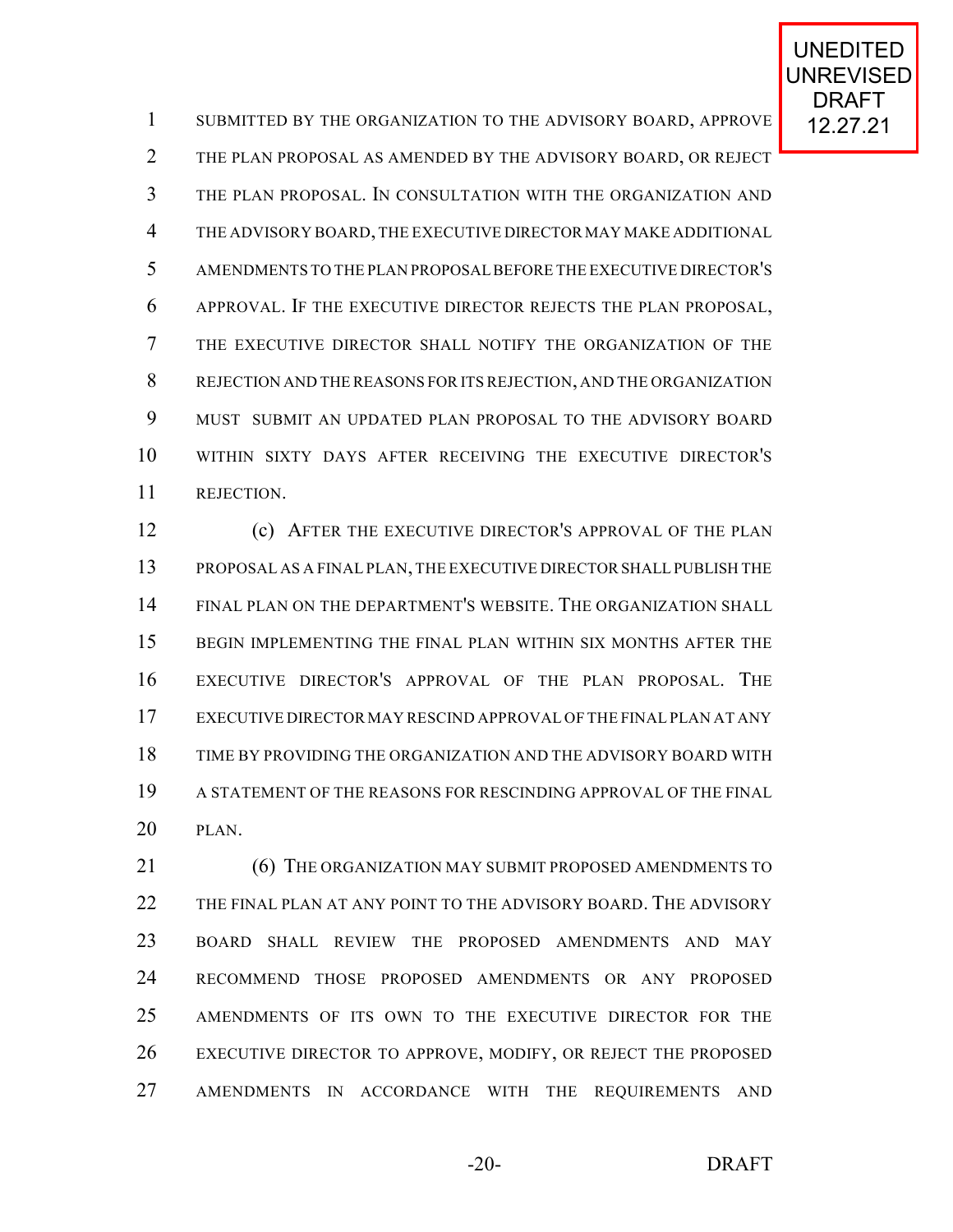SUBMITTED BY THE ORGANIZATION TO THE ADVISORY BOARD, APPROVE THE PLAN PROPOSAL AS AMENDED BY THE ADVISORY BOARD, OR REJECT THE PLAN PROPOSAL. IN CONSULTATION WITH THE ORGANIZATION AND THE ADVISORY BOARD, THE EXECUTIVE DIRECTOR MAY MAKE ADDITIONAL AMENDMENTS TO THE PLAN PROPOSAL BEFORE THE EXECUTIVE DIRECTOR'S APPROVAL. IF THE EXECUTIVE DIRECTOR REJECTS THE PLAN PROPOSAL, THE EXECUTIVE DIRECTOR SHALL NOTIFY THE ORGANIZATION OF THE REJECTION AND THE REASONS FOR ITS REJECTION, AND THE ORGANIZATION MUST SUBMIT AN UPDATED PLAN PROPOSAL TO THE ADVISORY BOARD WITHIN SIXTY DAYS AFTER RECEIVING THE EXECUTIVE DIRECTOR'S REJECTION.

(c) AFTER THE EXECUTIVE DIRECTOR'S APPROVAL OF THE PLAN PROPOSAL AS A FINAL PLAN, THE EXECUTIVE DIRECTOR SHALL PUBLISH THE FINAL PLAN ON THE DEPARTMENT'S WEBSITE. THE ORGANIZATION SHALL BEGIN IMPLEMENTING THE FINAL PLAN WITHIN SIX MONTHS AFTER THE EXECUTIVE DIRECTOR'S APPROVAL OF THE PLAN PROPOSAL. THE EXECUTIVE DIRECTOR MAY RESCIND APPROVAL OF THE FINAL PLAN AT ANY TIME BY PROVIDING THE ORGANIZATION AND THE ADVISORY BOARD WITH A STATEMENT OF THE REASONS FOR RESCINDING APPROVAL OF THE FINAL PLAN.

(6) THE ORGANIZATION MAY SUBMIT PROPOSED AMENDMENTS TO THE FINAL PLAN AT ANY POINT TO THE ADVISORY BOARD. THE ADVISORY BOARD SHALL REVIEW THE PROPOSED AMENDMENTS AND MAY RECOMMEND THOSE PROPOSED AMENDMENTS OR ANY PROPOSED AMENDMENTS OF ITS OWN TO THE EXECUTIVE DIRECTOR FOR THE EXECUTIVE DIRECTOR TO APPROVE, MODIFY, OR REJECT THE PROPOSED AMENDMENTS IN ACCORDANCE WITH THE REQUIREMENTS AND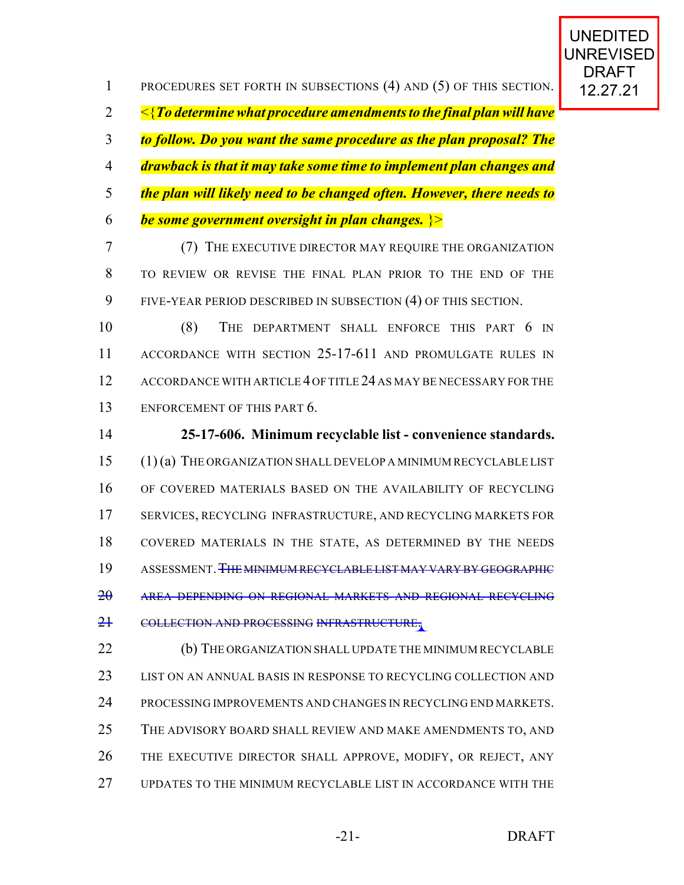PROCEDURES SET FORTH IN SUBSECTIONS (4) AND (5) OF THIS SECTION.

<{***To determine what procedure amendments to the final plan will have to follow. Do you want the same procedure as the plan proposal? The drawback is that it may take some time to implement plan changes and the plan will likely need to be changed often. However, there needs to be some government oversight in plan changes.*** }>

(7) THE EXECUTIVE DIRECTOR MAY REQUIRE THE ORGANIZATION TO REVIEW OR REVISE THE FINAL PLAN PRIOR TO THE END OF THE FIVE-YEAR PERIOD DESCRIBED IN SUBSECTION (4) OF THIS SECTION.

(8) THE DEPARTMENT SHALL ENFORCE THIS PART 6 IN ACCORDANCE WITH SECTION 25-17-611 AND PROMULGATE RULES IN ACCORDANCE WITH ARTICLE 4 OF TITLE 24 AS MAY BE NECESSARY FOR THE ENFORCEMENT OF THIS PART 6.

**25-17-606. Minimum recyclable list - convenience standards.** (1) (a) THE ORGANIZATION SHALL DEVELOP A MINIMUM RECYCLABLE LIST OF COVERED MATERIALS BASED ON THE AVAILABILITY OF RECYCLING SERVICES, RECYCLING INFRASTRUCTURE, AND RECYCLING MARKETS FOR COVERED MATERIALS IN THE STATE, AS DETERMINED BY THE NEEDS ASSESSMENT. ~~THE MINIMUM RECYCLABLE LIST MAY VARY BY GEOGRAPHIC AREA DEPENDING ON REGIONAL MARKETS AND REGIONAL RECYCLING COLLECTION AND PROCESSING INFRASTRUCTURE.~~

(b) THE ORGANIZATION SHALL UPDATE THE MINIMUM RECYCLABLE LIST ON AN ANNUAL BASIS IN RESPONSE TO RECYCLING COLLECTION AND PROCESSING IMPROVEMENTS AND CHANGES IN RECYCLING END MARKETS. THE ADVISORY BOARD SHALL REVIEW AND MAKE AMENDMENTS TO, AND THE EXECUTIVE DIRECTOR SHALL APPROVE, MODIFY, OR REJECT, ANY UPDATES TO THE MINIMUM RECYCLABLE LIST IN ACCORDANCE WITH THE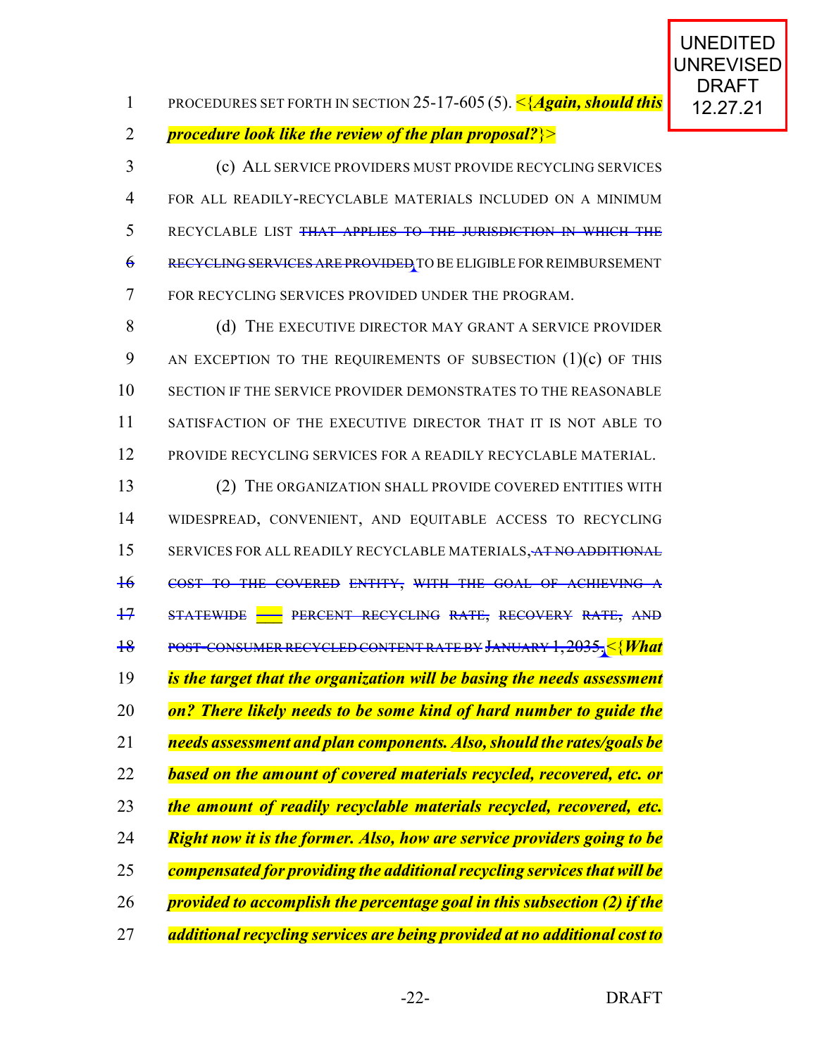PROCEDURES SET FORTH IN SECTION 25-17-605 (5). <{***Again, should this procedure look like the review of the plan proposal?***}>

(c) ALL SERVICE PROVIDERS MUST PROVIDE RECYCLING SERVICES FOR ALL READILY-RECYCLABLE MATERIALS INCLUDED ON A MINIMUM RECYCLABLE LIST ~~THAT APPLIES TO THE JURISDICTION IN WHICH THE RECYCLING SERVICES ARE PROVIDED~~ TO BE ELIGIBLE FOR REIMBURSEMENT FOR RECYCLING SERVICES PROVIDED UNDER THE PROGRAM.

(d) THE EXECUTIVE DIRECTOR MAY GRANT A SERVICE PROVIDER AN EXCEPTION TO THE REQUIREMENTS OF SUBSECTION (1)(c) OF THIS SECTION IF THE SERVICE PROVIDER DEMONSTRATES TO THE REASONABLE SATISFACTION OF THE EXECUTIVE DIRECTOR THAT IT IS NOT ABLE TO PROVIDE RECYCLING SERVICES FOR A READILY RECYCLABLE MATERIAL.

(2) THE ORGANIZATION SHALL PROVIDE COVERED ENTITIES WITH WIDESPREAD, CONVENIENT, AND EQUITABLE ACCESS TO RECYCLING SERVICES FOR ALL READILY RECYCLABLE MATERIALS~~, AT NO ADDITIONAL COST TO THE COVERED ENTITY, WITH THE GOAL OF ACHIEVING A STATEWIDE \_\_\_ PERCENT RECYCLING RATE, RECOVERY RATE, AND POST-CONSUMER RECYCLED CONTENT RATE BY JANUARY 1, 2035,~~ <{***What is the target that the organization will be basing the needs assessment on? There likely needs to be some kind of hard number to guide the needs assessment and plan components. Also, should the rates/goals be based on the amount of covered materials recycled, recovered, etc. or the amount of readily recyclable materials recycled, recovered, etc. Right now it is the former. Also, how are service providers going to be compensated for providing the additional recycling services that will be provided to accomplish the percentage goal in this subsection (2) if the additional recycling services are being provided at no additional cost to***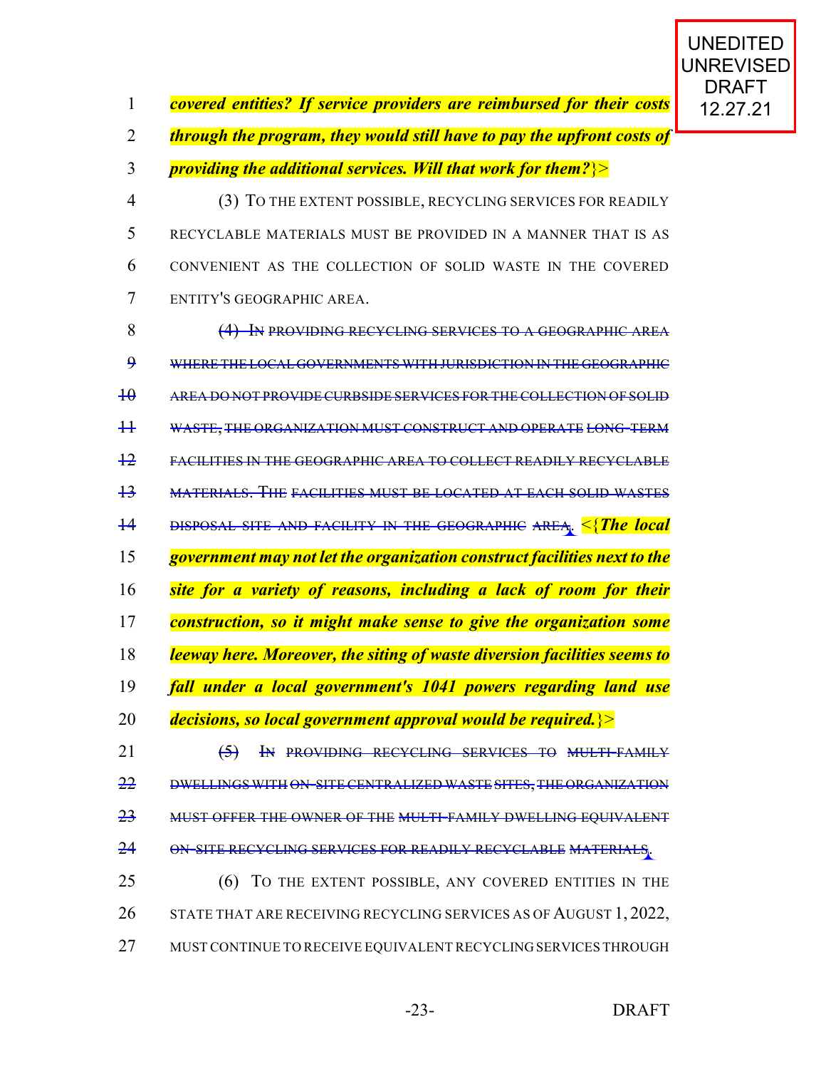UNEDITED UNREVISED DRAFT 12.27.21

*covered entities? If service providers are reimbursed for their costs through the program, they would still have to pay the upfront costs of providing the additional services. Will that work for them?*}>

(3) TO THE EXTENT POSSIBLE, RECYCLING SERVICES FOR READILY RECYCLABLE MATERIALS MUST BE PROVIDED IN A MANNER THAT IS AS CONVENIENT AS THE COLLECTION OF SOLID WASTE IN THE COVERED ENTITY'S GEOGRAPHIC AREA.

~~(4) IN PROVIDING RECYCLING SERVICES TO A GEOGRAPHIC AREA WHERE THE LOCAL GOVERNMENTS WITH JURISDICTION IN THE GEOGRAPHIC AREA DO NOT PROVIDE CURBSIDE SERVICES FOR THE COLLECTION OF SOLID WASTE, THE ORGANIZATION MUST CONSTRUCT AND OPERATE LONG-TERM FACILITIES IN THE GEOGRAPHIC AREA TO COLLECT READILY RECYCLABLE MATERIALS. THE FACILITIES MUST BE LOCATED AT EACH SOLID WASTES DISPOSAL SITE AND FACILITY IN THE GEOGRAPHIC AREA.~~ <{***The local government may not let the organization construct facilities next to the site for a variety of reasons, including a lack of room for their construction, so it might make sense to give the organization some leeway here. Moreover, the siting of waste diversion facilities seems to fall under a local government's 1041 powers regarding land use decisions, so local government approval would be required.***}>

~~(5) IN PROVIDING RECYCLING SERVICES TO MULTI-FAMILY DWELLINGS WITH ON-SITE CENTRALIZED WASTE SITES, THE ORGANIZATION MUST OFFER THE OWNER OF THE MULTI-FAMILY DWELLING EQUIVALENT ON-SITE RECYCLING SERVICES FOR READILY RECYCLABLE MATERIALS.~~

(6) TO THE EXTENT POSSIBLE, ANY COVERED ENTITIES IN THE STATE THAT ARE RECEIVING RECYCLING SERVICES AS OF AUGUST 1, 2022, MUST CONTINUE TO RECEIVE EQUIVALENT RECYCLING SERVICES THROUGH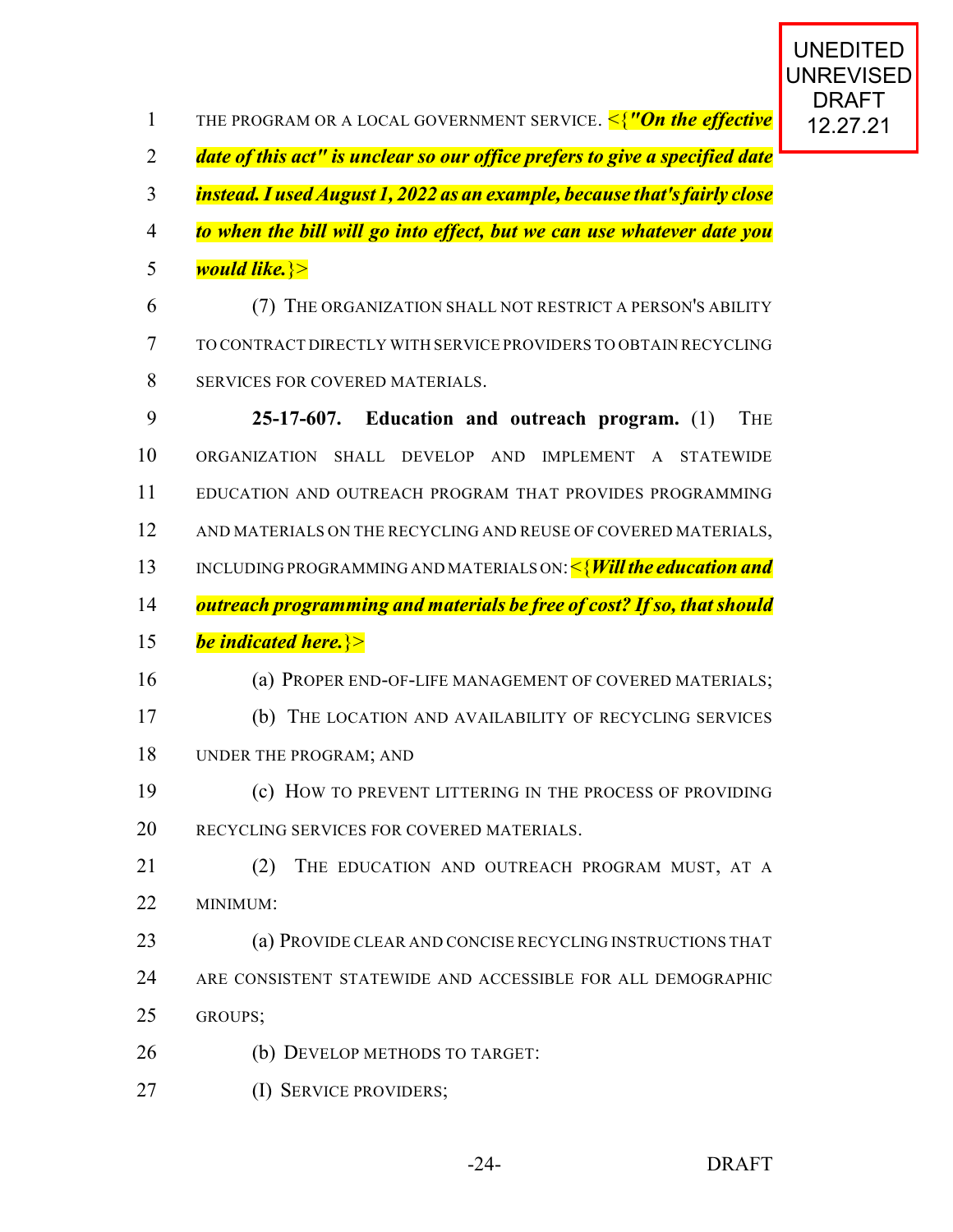UNEDITED UNREVISED DRAFT 12.27.21

THE PROGRAM OR A LOCAL GOVERNMENT SERVICE. <{***"On the effective date of this act" is unclear so our office prefers to give a specified date instead. I used August 1, 2022 as an example, because that's fairly close to when the bill will go into effect, but we can use whatever date you would like.***}>

(7) THE ORGANIZATION SHALL NOT RESTRICT A PERSON'S ABILITY TO CONTRACT DIRECTLY WITH SERVICE PROVIDERS TO OBTAIN RECYCLING SERVICES FOR COVERED MATERIALS.

**25-17-607. Education and outreach program.** (1) THE ORGANIZATION SHALL DEVELOP AND IMPLEMENT A STATEWIDE EDUCATION AND OUTREACH PROGRAM THAT PROVIDES PROGRAMMING AND MATERIALS ON THE RECYCLING AND REUSE OF COVERED MATERIALS, INCLUDING PROGRAMMING AND MATERIALS ON: <{***Will the education and outreach programming and materials be free of cost? If so, that should be indicated here.***}>

(a) PROPER END-OF-LIFE MANAGEMENT OF COVERED MATERIALS;

(b) THE LOCATION AND AVAILABILITY OF RECYCLING SERVICES UNDER THE PROGRAM; AND

(c) HOW TO PREVENT LITTERING IN THE PROCESS OF PROVIDING RECYCLING SERVICES FOR COVERED MATERIALS.

(2) THE EDUCATION AND OUTREACH PROGRAM MUST, AT A MINIMUM:

(a) PROVIDE CLEAR AND CONCISE RECYCLING INSTRUCTIONS THAT ARE CONSISTENT STATEWIDE AND ACCESSIBLE FOR ALL DEMOGRAPHIC GROUPS;

(b) DEVELOP METHODS TO TARGET:

(I) SERVICE PROVIDERS;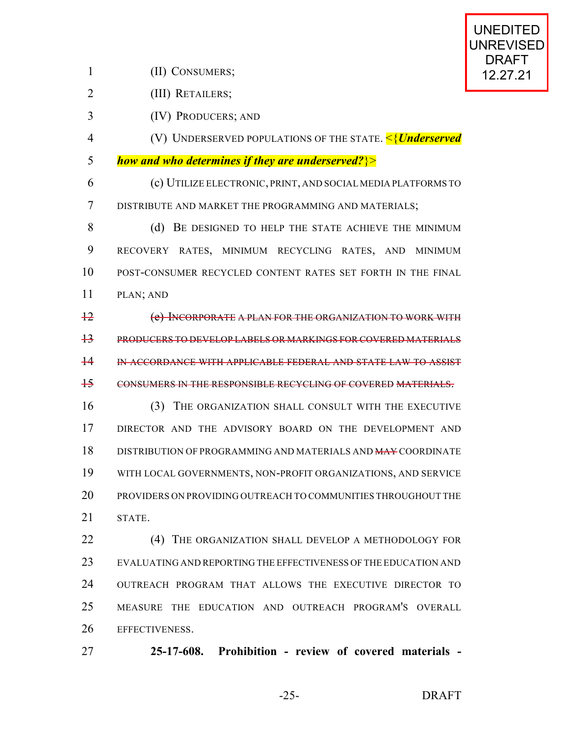UNEDITED UNREVISED DRAFT 12.27.21

(II) CONSUMERS;

(III) RETAILERS;

(IV) PRODUCERS; AND

(V) UNDERSERVED POPULATIONS OF THE STATE. <{***Underserved how and who determines if they are underserved?***}>

(c) UTILIZE ELECTRONIC, PRINT, AND SOCIAL MEDIA PLATFORMS TO DISTRIBUTE AND MARKET THE PROGRAMMING AND MATERIALS;

(d) BE DESIGNED TO HELP THE STATE ACHIEVE THE MINIMUM RECOVERY RATES, MINIMUM RECYCLING RATES, AND MINIMUM POST-CONSUMER RECYCLED CONTENT RATES SET FORTH IN THE FINAL PLAN; AND

~~(e) INCORPORATE A PLAN FOR THE ORGANIZATION TO WORK WITH PRODUCERS TO DEVELOP LABELS OR MARKINGS FOR COVERED MATERIALS IN ACCORDANCE WITH APPLICABLE FEDERAL AND STATE LAW TO ASSIST CONSUMERS IN THE RESPONSIBLE RECYCLING OF COVERED MATERIALS.~~

(3) THE ORGANIZATION SHALL CONSULT WITH THE EXECUTIVE DIRECTOR AND THE ADVISORY BOARD ON THE DEVELOPMENT AND DISTRIBUTION OF PROGRAMMING AND MATERIALS AND ~~MAY~~ COORDINATE WITH LOCAL GOVERNMENTS, NON-PROFIT ORGANIZATIONS, AND SERVICE PROVIDERS ON PROVIDING OUTREACH TO COMMUNITIES THROUGHOUT THE STATE.

(4) THE ORGANIZATION SHALL DEVELOP A METHODOLOGY FOR EVALUATING AND REPORTING THE EFFECTIVENESS OF THE EDUCATION AND OUTREACH PROGRAM THAT ALLOWS THE EXECUTIVE DIRECTOR TO MEASURE THE EDUCATION AND OUTREACH PROGRAM'S OVERALL EFFECTIVENESS.

**25-17-608. Prohibition - review of covered materials -**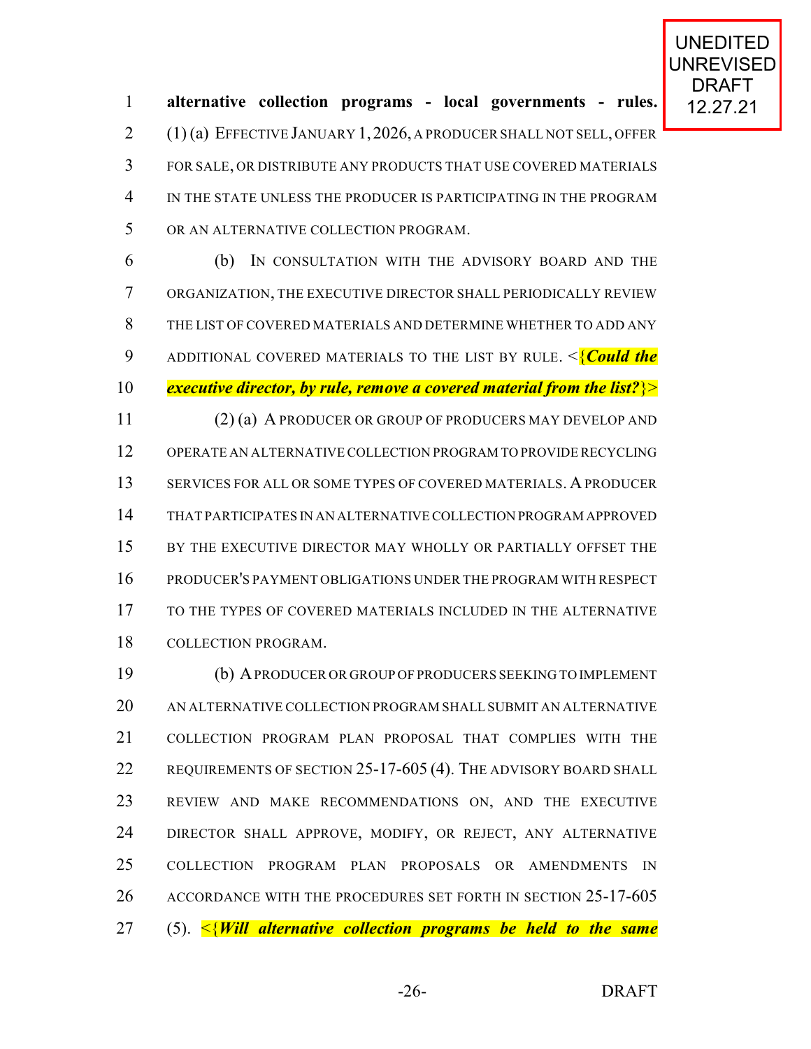**alternative collection programs - local governments - rules.** (1) (a) EFFECTIVE JANUARY 1, 2026, A PRODUCER SHALL NOT SELL, OFFER FOR SALE, OR DISTRIBUTE ANY PRODUCTS THAT USE COVERED MATERIALS IN THE STATE UNLESS THE PRODUCER IS PARTICIPATING IN THE PROGRAM OR AN ALTERNATIVE COLLECTION PROGRAM.

(b) IN CONSULTATION WITH THE ADVISORY BOARD AND THE ORGANIZATION, THE EXECUTIVE DIRECTOR SHALL PERIODICALLY REVIEW THE LIST OF COVERED MATERIALS AND DETERMINE WHETHER TO ADD ANY ADDITIONAL COVERED MATERIALS TO THE LIST BY RULE. <{***Could the executive director, by rule, remove a covered material from the list?***}>

(2) (a) A PRODUCER OR GROUP OF PRODUCERS MAY DEVELOP AND OPERATE AN ALTERNATIVE COLLECTION PROGRAM TO PROVIDE RECYCLING SERVICES FOR ALL OR SOME TYPES OF COVERED MATERIALS. A PRODUCER THAT PARTICIPATES IN AN ALTERNATIVE COLLECTION PROGRAM APPROVED BY THE EXECUTIVE DIRECTOR MAY WHOLLY OR PARTIALLY OFFSET THE PRODUCER'S PAYMENT OBLIGATIONS UNDER THE PROGRAM WITH RESPECT TO THE TYPES OF COVERED MATERIALS INCLUDED IN THE ALTERNATIVE COLLECTION PROGRAM.

(b) A PRODUCER OR GROUP OF PRODUCERS SEEKING TO IMPLEMENT AN ALTERNATIVE COLLECTION PROGRAM SHALL SUBMIT AN ALTERNATIVE COLLECTION PROGRAM PLAN PROPOSAL THAT COMPLIES WITH THE REQUIREMENTS OF SECTION 25-17-605 (4). THE ADVISORY BOARD SHALL REVIEW AND MAKE RECOMMENDATIONS ON, AND THE EXECUTIVE DIRECTOR SHALL APPROVE, MODIFY, OR REJECT, ANY ALTERNATIVE COLLECTION PROGRAM PLAN PROPOSALS OR AMENDMENTS IN ACCORDANCE WITH THE PROCEDURES SET FORTH IN SECTION 25-17-605 (5). <{***Will alternative collection programs be held to the same***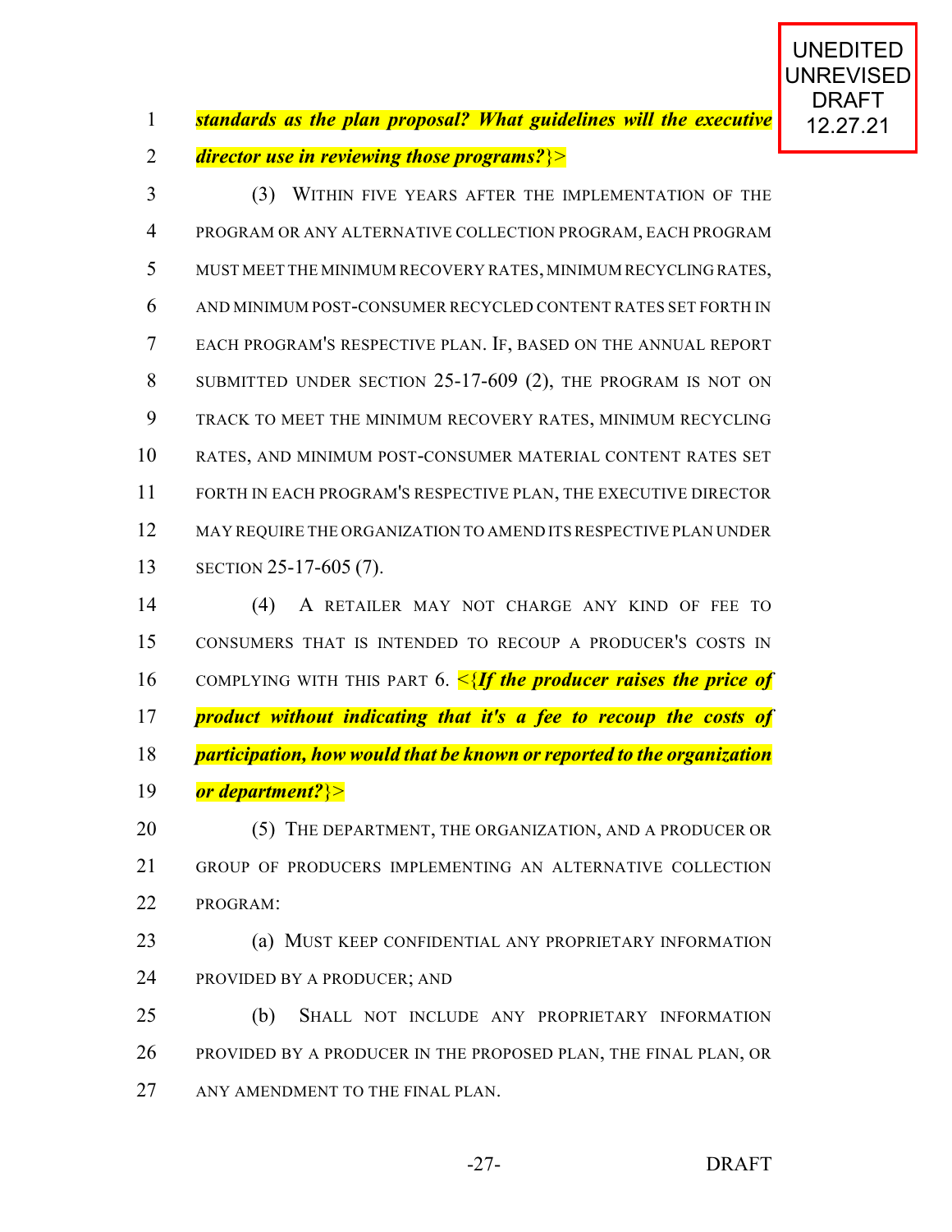UNEDITED UNREVISED DRAFT 12.27.21

***standards as the plan proposal? What guidelines will the executive director use in reviewing those programs?***}>

(3) WITHIN FIVE YEARS AFTER THE IMPLEMENTATION OF THE PROGRAM OR ANY ALTERNATIVE COLLECTION PROGRAM, EACH PROGRAM MUST MEET THE MINIMUM RECOVERY RATES, MINIMUM RECYCLING RATES, AND MINIMUM POST-CONSUMER RECYCLED CONTENT RATES SET FORTH IN EACH PROGRAM'S RESPECTIVE PLAN. IF, BASED ON THE ANNUAL REPORT SUBMITTED UNDER SECTION 25-17-609 (2), THE PROGRAM IS NOT ON TRACK TO MEET THE MINIMUM RECOVERY RATES, MINIMUM RECYCLING RATES, AND MINIMUM POST-CONSUMER MATERIAL CONTENT RATES SET FORTH IN EACH PROGRAM'S RESPECTIVE PLAN, THE EXECUTIVE DIRECTOR MAY REQUIRE THE ORGANIZATION TO AMEND ITS RESPECTIVE PLAN UNDER SECTION 25-17-605 (7).

(4) A RETAILER MAY NOT CHARGE ANY KIND OF FEE TO CONSUMERS THAT IS INTENDED TO RECOUP A PRODUCER'S COSTS IN COMPLYING WITH THIS PART 6. <{***If the producer raises the price of product without indicating that it's a fee to recoup the costs of participation, how would that be known or reported to the organization or department?***}>

(5) THE DEPARTMENT, THE ORGANIZATION, AND A PRODUCER OR GROUP OF PRODUCERS IMPLEMENTING AN ALTERNATIVE COLLECTION PROGRAM:

(a) MUST KEEP CONFIDENTIAL ANY PROPRIETARY INFORMATION PROVIDED BY A PRODUCER; AND

(b) SHALL NOT INCLUDE ANY PROPRIETARY INFORMATION PROVIDED BY A PRODUCER IN THE PROPOSED PLAN, THE FINAL PLAN, OR ANY AMENDMENT TO THE FINAL PLAN.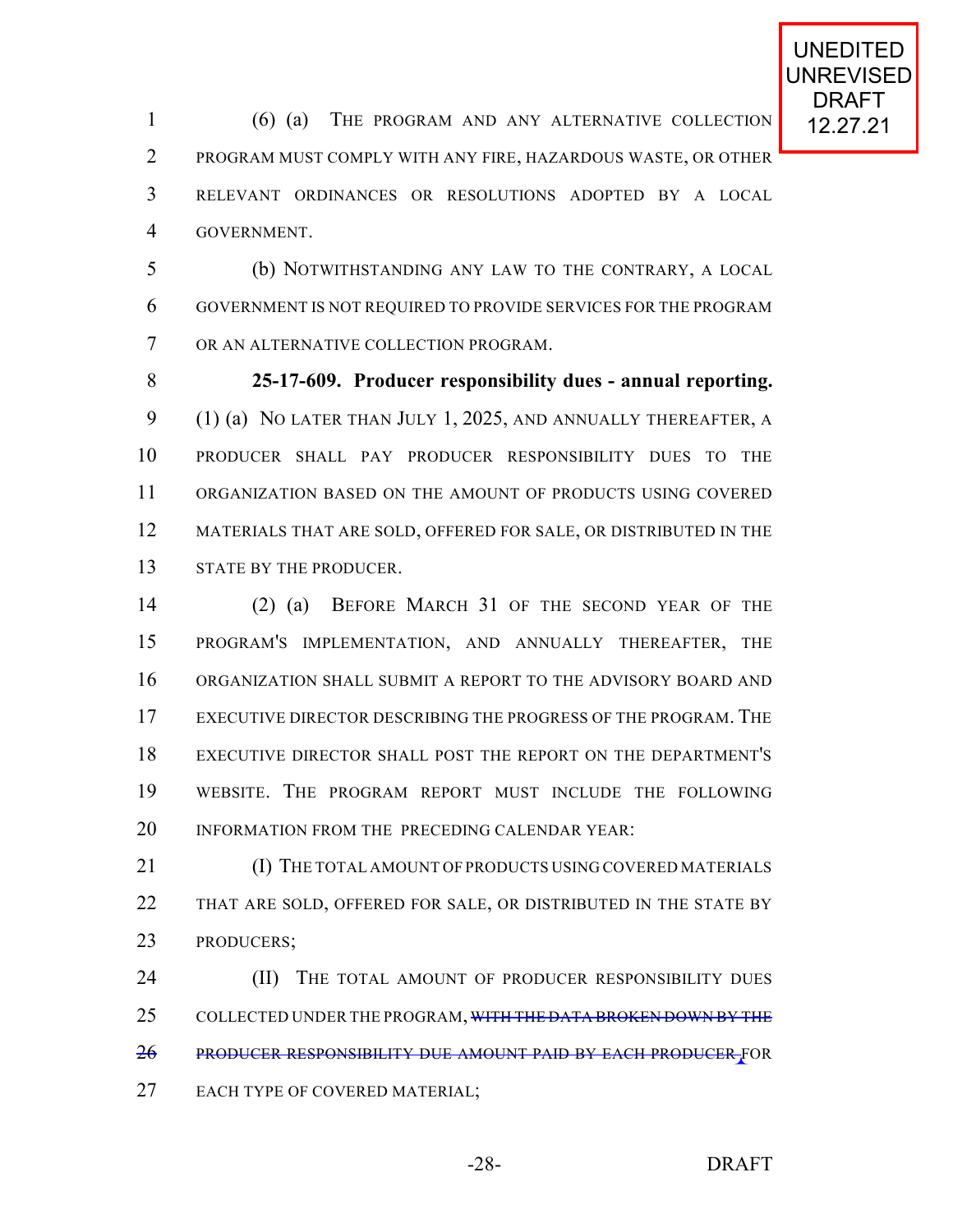(6) (a) THE PROGRAM AND ANY ALTERNATIVE COLLECTION PROGRAM MUST COMPLY WITH ANY FIRE, HAZARDOUS WASTE, OR OTHER RELEVANT ORDINANCES OR RESOLUTIONS ADOPTED BY A LOCAL GOVERNMENT.

(b) NOTWITHSTANDING ANY LAW TO THE CONTRARY, A LOCAL GOVERNMENT IS NOT REQUIRED TO PROVIDE SERVICES FOR THE PROGRAM OR AN ALTERNATIVE COLLECTION PROGRAM.

**25-17-609. Producer responsibility dues - annual reporting.** (1) (a) NO LATER THAN JULY 1, 2025, AND ANNUALLY THEREAFTER, A PRODUCER SHALL PAY PRODUCER RESPONSIBILITY DUES TO THE ORGANIZATION BASED ON THE AMOUNT OF PRODUCTS USING COVERED MATERIALS THAT ARE SOLD, OFFERED FOR SALE, OR DISTRIBUTED IN THE STATE BY THE PRODUCER.

(2) (a) BEFORE MARCH 31 OF THE SECOND YEAR OF THE PROGRAM'S IMPLEMENTATION, AND ANNUALLY THEREAFTER, THE ORGANIZATION SHALL SUBMIT A REPORT TO THE ADVISORY BOARD AND EXECUTIVE DIRECTOR DESCRIBING THE PROGRESS OF THE PROGRAM. THE EXECUTIVE DIRECTOR SHALL POST THE REPORT ON THE DEPARTMENT'S WEBSITE. THE PROGRAM REPORT MUST INCLUDE THE FOLLOWING INFORMATION FROM THE PRECEDING CALENDAR YEAR:

(I) THE TOTAL AMOUNT OF PRODUCTS USING COVERED MATERIALS THAT ARE SOLD, OFFERED FOR SALE, OR DISTRIBUTED IN THE STATE BY PRODUCERS;

(II) THE TOTAL AMOUNT OF PRODUCER RESPONSIBILITY DUES COLLECTED UNDER THE PROGRAM, ~~WITH THE DATA BROKEN DOWN BY THE PRODUCER RESPONSIBILITY DUE AMOUNT PAID BY EACH PRODUCER~~ FOR EACH TYPE OF COVERED MATERIAL;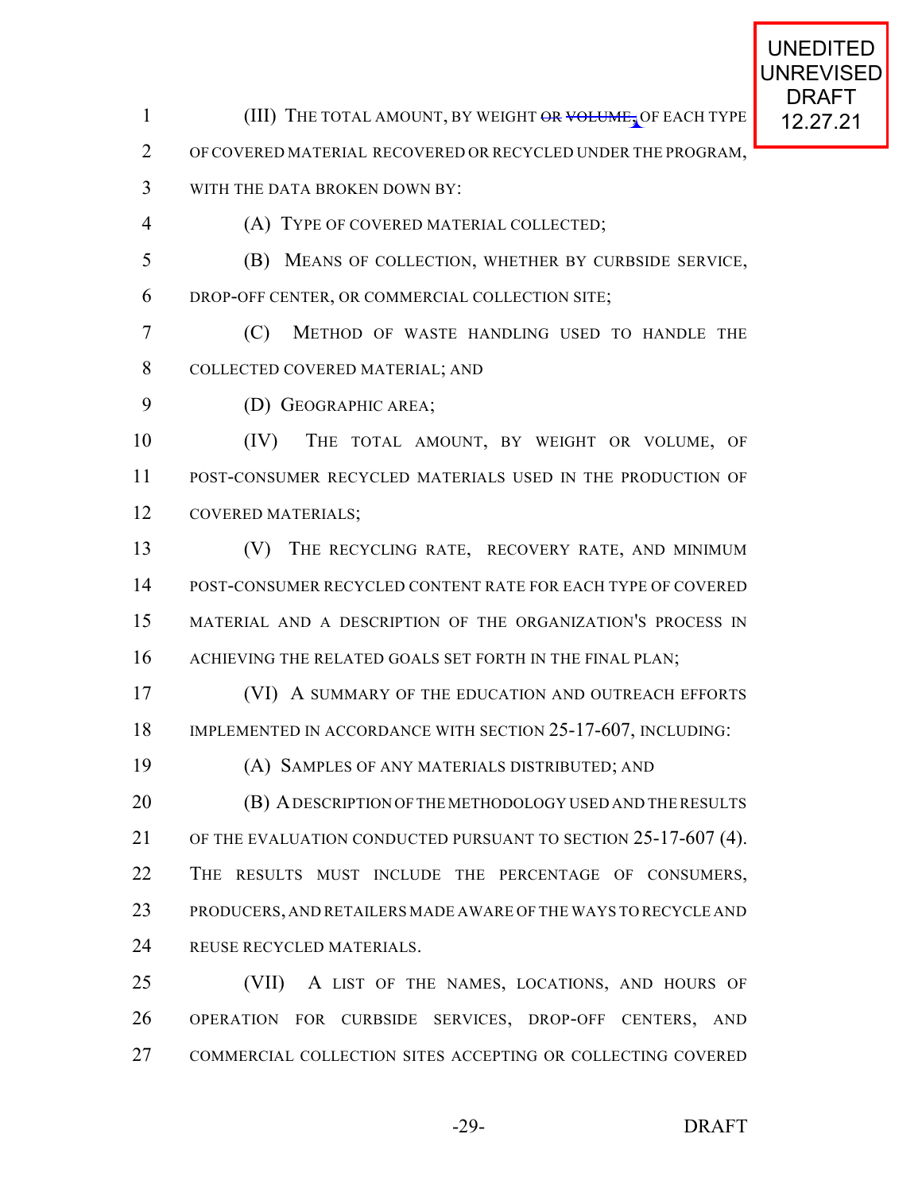UNEDITED UNREVISED DRAFT 12.27.21

(III) THE TOTAL AMOUNT, BY WEIGHT ~~OR VOLUME,~~ OF EACH TYPE OF COVERED MATERIAL RECOVERED OR RECYCLED UNDER THE PROGRAM, WITH THE DATA BROKEN DOWN BY:

(A) TYPE OF COVERED MATERIAL COLLECTED;

(B) MEANS OF COLLECTION, WHETHER BY CURBSIDE SERVICE, DROP-OFF CENTER, OR COMMERCIAL COLLECTION SITE;

(C) METHOD OF WASTE HANDLING USED TO HANDLE THE COLLECTED COVERED MATERIAL; AND

(D) GEOGRAPHIC AREA;

(IV) THE TOTAL AMOUNT, BY WEIGHT OR VOLUME, OF POST-CONSUMER RECYCLED MATERIALS USED IN THE PRODUCTION OF COVERED MATERIALS;

(V) THE RECYCLING RATE, RECOVERY RATE, AND MINIMUM POST-CONSUMER RECYCLED CONTENT RATE FOR EACH TYPE OF COVERED MATERIAL AND A DESCRIPTION OF THE ORGANIZATION'S PROCESS IN ACHIEVING THE RELATED GOALS SET FORTH IN THE FINAL PLAN;

(VI) A SUMMARY OF THE EDUCATION AND OUTREACH EFFORTS IMPLEMENTED IN ACCORDANCE WITH SECTION 25-17-607, INCLUDING:

(A) SAMPLES OF ANY MATERIALS DISTRIBUTED; AND

(B) A DESCRIPTION OF THE METHODOLOGY USED AND THE RESULTS OF THE EVALUATION CONDUCTED PURSUANT TO SECTION 25-17-607 (4). THE RESULTS MUST INCLUDE THE PERCENTAGE OF CONSUMERS, PRODUCERS, AND RETAILERS MADE AWARE OF THE WAYS TO RECYCLE AND REUSE RECYCLED MATERIALS.

(VII) A LIST OF THE NAMES, LOCATIONS, AND HOURS OF OPERATION FOR CURBSIDE SERVICES, DROP-OFF CENTERS, AND COMMERCIAL COLLECTION SITES ACCEPTING OR COLLECTING COVERED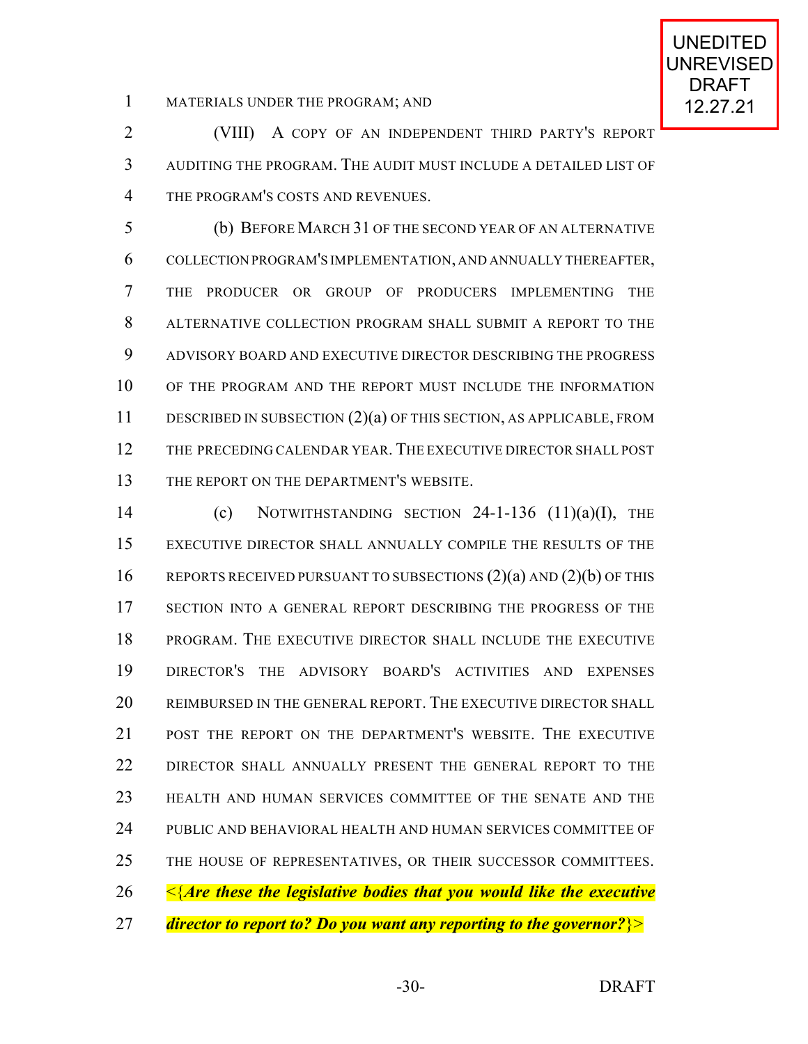MATERIALS UNDER THE PROGRAM; AND

(VIII) A COPY OF AN INDEPENDENT THIRD PARTY'S REPORT AUDITING THE PROGRAM. THE AUDIT MUST INCLUDE A DETAILED LIST OF THE PROGRAM'S COSTS AND REVENUES.

(b) BEFORE MARCH 31 OF THE SECOND YEAR OF AN ALTERNATIVE COLLECTION PROGRAM'S IMPLEMENTATION, AND ANNUALLY THEREAFTER, THE PRODUCER OR GROUP OF PRODUCERS IMPLEMENTING THE ALTERNATIVE COLLECTION PROGRAM SHALL SUBMIT A REPORT TO THE ADVISORY BOARD AND EXECUTIVE DIRECTOR DESCRIBING THE PROGRESS OF THE PROGRAM AND THE REPORT MUST INCLUDE THE INFORMATION DESCRIBED IN SUBSECTION (2)(a) OF THIS SECTION, AS APPLICABLE, FROM THE PRECEDING CALENDAR YEAR. THE EXECUTIVE DIRECTOR SHALL POST THE REPORT ON THE DEPARTMENT'S WEBSITE.

(c) NOTWITHSTANDING SECTION 24-1-136 (11)(a)(I), THE EXECUTIVE DIRECTOR SHALL ANNUALLY COMPILE THE RESULTS OF THE REPORTS RECEIVED PURSUANT TO SUBSECTIONS (2)(a) AND (2)(b) OF THIS SECTION INTO A GENERAL REPORT DESCRIBING THE PROGRESS OF THE PROGRAM. THE EXECUTIVE DIRECTOR SHALL INCLUDE THE EXECUTIVE DIRECTOR'S THE ADVISORY BOARD'S ACTIVITIES AND EXPENSES REIMBURSED IN THE GENERAL REPORT. THE EXECUTIVE DIRECTOR SHALL POST THE REPORT ON THE DEPARTMENT'S WEBSITE. THE EXECUTIVE DIRECTOR SHALL ANNUALLY PRESENT THE GENERAL REPORT TO THE HEALTH AND HUMAN SERVICES COMMITTEE OF THE SENATE AND THE PUBLIC AND BEHAVIORAL HEALTH AND HUMAN SERVICES COMMITTEE OF THE HOUSE OF REPRESENTATIVES, OR THEIR SUCCESSOR COMMITTEES. <{***Are these the legislative bodies that you would like the executive director to report to? Do you want any reporting to the governor?***}>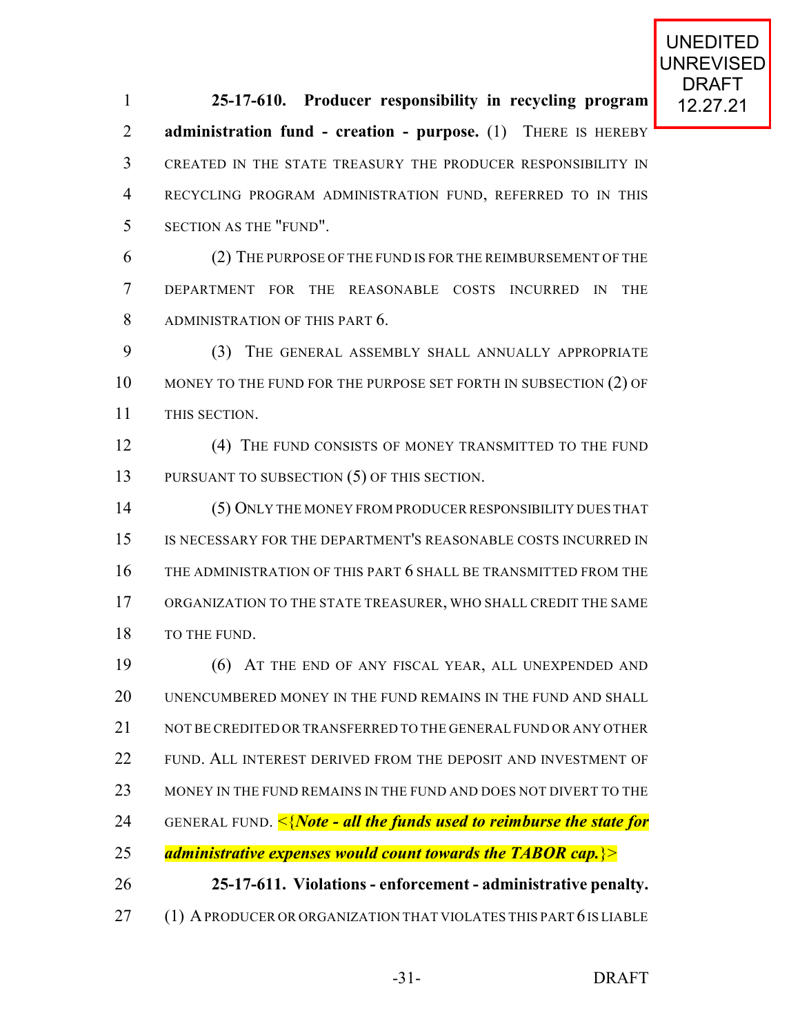UNEDITED UNREVISED DRAFT 12.27.21

**25-17-610. Producer responsibility in recycling program administration fund - creation - purpose.** (1) THERE IS HEREBY CREATED IN THE STATE TREASURY THE PRODUCER RESPONSIBILITY IN RECYCLING PROGRAM ADMINISTRATION FUND, REFERRED TO IN THIS SECTION AS THE "FUND".

(2) THE PURPOSE OF THE FUND IS FOR THE REIMBURSEMENT OF THE DEPARTMENT FOR THE REASONABLE COSTS INCURRED IN THE ADMINISTRATION OF THIS PART 6.

(3) THE GENERAL ASSEMBLY SHALL ANNUALLY APPROPRIATE MONEY TO THE FUND FOR THE PURPOSE SET FORTH IN SUBSECTION (2) OF THIS SECTION.

(4) THE FUND CONSISTS OF MONEY TRANSMITTED TO THE FUND PURSUANT TO SUBSECTION (5) OF THIS SECTION.

(5) ONLY THE MONEY FROM PRODUCER RESPONSIBILITY DUES THAT IS NECESSARY FOR THE DEPARTMENT'S REASONABLE COSTS INCURRED IN THE ADMINISTRATION OF THIS PART 6 SHALL BE TRANSMITTED FROM THE ORGANIZATION TO THE STATE TREASURER, WHO SHALL CREDIT THE SAME TO THE FUND.

(6) AT THE END OF ANY FISCAL YEAR, ALL UNEXPENDED AND UNENCUMBERED MONEY IN THE FUND REMAINS IN THE FUND AND SHALL NOT BE CREDITED OR TRANSFERRED TO THE GENERAL FUND OR ANY OTHER FUND. ALL INTEREST DERIVED FROM THE DEPOSIT AND INVESTMENT OF MONEY IN THE FUND REMAINS IN THE FUND AND DOES NOT DIVERT TO THE GENERAL FUND. <{***Note - all the funds used to reimburse the state for administrative expenses would count towards the TABOR cap.***}>

**25-17-611. Violations - enforcement - administrative penalty.** (1) A PRODUCER OR ORGANIZATION THAT VIOLATES THIS PART 6 IS LIABLE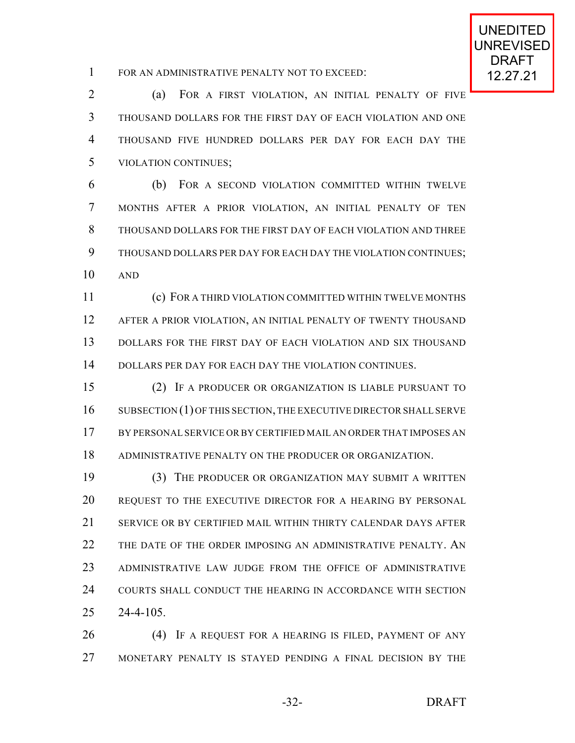FOR AN ADMINISTRATIVE PENALTY NOT TO EXCEED:

(a) FOR A FIRST VIOLATION, AN INITIAL PENALTY OF FIVE THOUSAND DOLLARS FOR THE FIRST DAY OF EACH VIOLATION AND ONE THOUSAND FIVE HUNDRED DOLLARS PER DAY FOR EACH DAY THE VIOLATION CONTINUES;

(b) FOR A SECOND VIOLATION COMMITTED WITHIN TWELVE MONTHS AFTER A PRIOR VIOLATION, AN INITIAL PENALTY OF TEN THOUSAND DOLLARS FOR THE FIRST DAY OF EACH VIOLATION AND THREE THOUSAND DOLLARS PER DAY FOR EACH DAY THE VIOLATION CONTINUES; AND

(c) FOR A THIRD VIOLATION COMMITTED WITHIN TWELVE MONTHS AFTER A PRIOR VIOLATION, AN INITIAL PENALTY OF TWENTY THOUSAND DOLLARS FOR THE FIRST DAY OF EACH VIOLATION AND SIX THOUSAND DOLLARS PER DAY FOR EACH DAY THE VIOLATION CONTINUES.

(2) IF A PRODUCER OR ORGANIZATION IS LIABLE PURSUANT TO SUBSECTION (1) OF THIS SECTION, THE EXECUTIVE DIRECTOR SHALL SERVE BY PERSONAL SERVICE OR BY CERTIFIED MAIL AN ORDER THAT IMPOSES AN ADMINISTRATIVE PENALTY ON THE PRODUCER OR ORGANIZATION.

(3) THE PRODUCER OR ORGANIZATION MAY SUBMIT A WRITTEN REQUEST TO THE EXECUTIVE DIRECTOR FOR A HEARING BY PERSONAL SERVICE OR BY CERTIFIED MAIL WITHIN THIRTY CALENDAR DAYS AFTER THE DATE OF THE ORDER IMPOSING AN ADMINISTRATIVE PENALTY. AN ADMINISTRATIVE LAW JUDGE FROM THE OFFICE OF ADMINISTRATIVE COURTS SHALL CONDUCT THE HEARING IN ACCORDANCE WITH SECTION 24-4-105.

(4) IF A REQUEST FOR A HEARING IS FILED, PAYMENT OF ANY MONETARY PENALTY IS STAYED PENDING A FINAL DECISION BY THE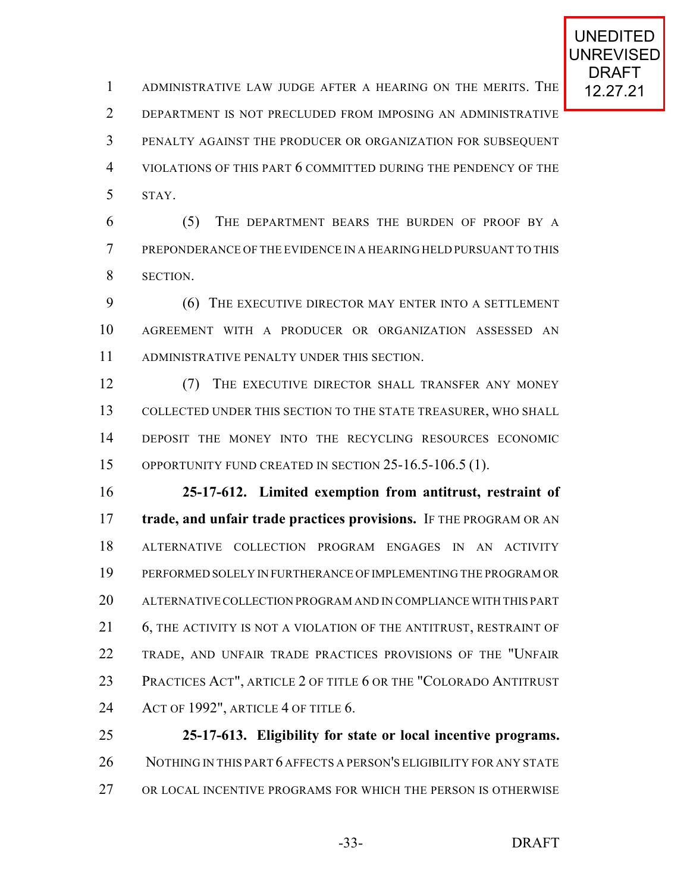ADMINISTRATIVE LAW JUDGE AFTER A HEARING ON THE MERITS. THE DEPARTMENT IS NOT PRECLUDED FROM IMPOSING AN ADMINISTRATIVE PENALTY AGAINST THE PRODUCER OR ORGANIZATION FOR SUBSEQUENT VIOLATIONS OF THIS PART 6 COMMITTED DURING THE PENDENCY OF THE STAY.

(5) THE DEPARTMENT BEARS THE BURDEN OF PROOF BY A PREPONDERANCE OF THE EVIDENCE IN A HEARING HELD PURSUANT TO THIS SECTION.

(6) THE EXECUTIVE DIRECTOR MAY ENTER INTO A SETTLEMENT AGREEMENT WITH A PRODUCER OR ORGANIZATION ASSESSED AN ADMINISTRATIVE PENALTY UNDER THIS SECTION.

(7) THE EXECUTIVE DIRECTOR SHALL TRANSFER ANY MONEY COLLECTED UNDER THIS SECTION TO THE STATE TREASURER, WHO SHALL DEPOSIT THE MONEY INTO THE RECYCLING RESOURCES ECONOMIC OPPORTUNITY FUND CREATED IN SECTION 25-16.5-106.5 (1).

**25-17-612. Limited exemption from antitrust, restraint of trade, and unfair trade practices provisions.** IF THE PROGRAM OR AN ALTERNATIVE COLLECTION PROGRAM ENGAGES IN AN ACTIVITY PERFORMED SOLELY IN FURTHERANCE OF IMPLEMENTING THE PROGRAM OR ALTERNATIVE COLLECTION PROGRAM AND IN COMPLIANCE WITH THIS PART 6, THE ACTIVITY IS NOT A VIOLATION OF THE ANTITRUST, RESTRAINT OF TRADE, AND UNFAIR TRADE PRACTICES PROVISIONS OF THE "UNFAIR PRACTICES ACT", ARTICLE 2 OF TITLE 6 OR THE "COLORADO ANTITRUST ACT OF 1992", ARTICLE 4 OF TITLE 6.

**25-17-613. Eligibility for state or local incentive programs.** NOTHING IN THIS PART 6 AFFECTS A PERSON'S ELIGIBILITY FOR ANY STATE OR LOCAL INCENTIVE PROGRAMS FOR WHICH THE PERSON IS OTHERWISE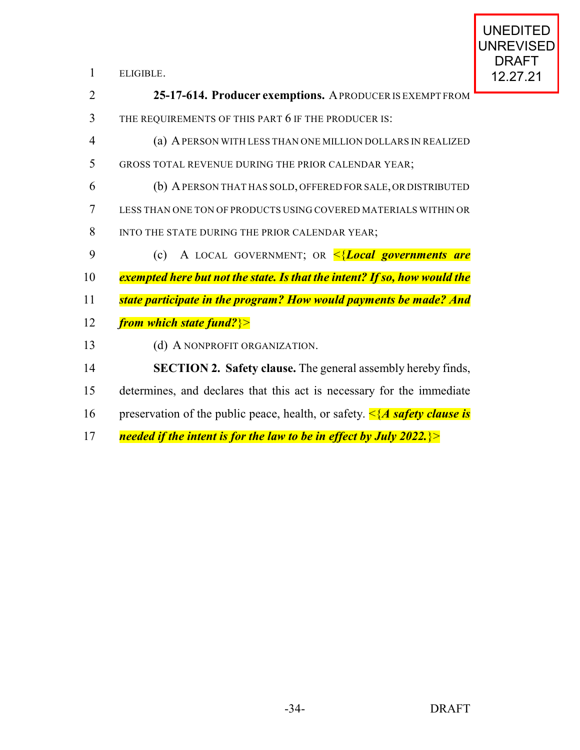UNEDITED UNREVISED DRAFT 12.27.21

ELIGIBLE.

**25-17-614. Producer exemptions.** A PRODUCER IS EXEMPT FROM THE REQUIREMENTS OF THIS PART 6 IF THE PRODUCER IS:

(a) A PERSON WITH LESS THAN ONE MILLION DOLLARS IN REALIZED GROSS TOTAL REVENUE DURING THE PRIOR CALENDAR YEAR;

(b) A PERSON THAT HAS SOLD, OFFERED FOR SALE, OR DISTRIBUTED LESS THAN ONE TON OF PRODUCTS USING COVERED MATERIALS WITHIN OR INTO THE STATE DURING THE PRIOR CALENDAR YEAR;

(c) A LOCAL GOVERNMENT; OR <{***Local governments are exempted here but not the state. Is that the intent? If so, how would the state participate in the program? How would payments be made? And from which state fund?***}>

(d) A NONPROFIT ORGANIZATION.

**SECTION 2. Safety clause.** The general assembly hereby finds, determines, and declares that this act is necessary for the immediate preservation of the public peace, health, or safety. <{***A safety clause is needed if the intent is for the law to be in effect by July 2022.***}>